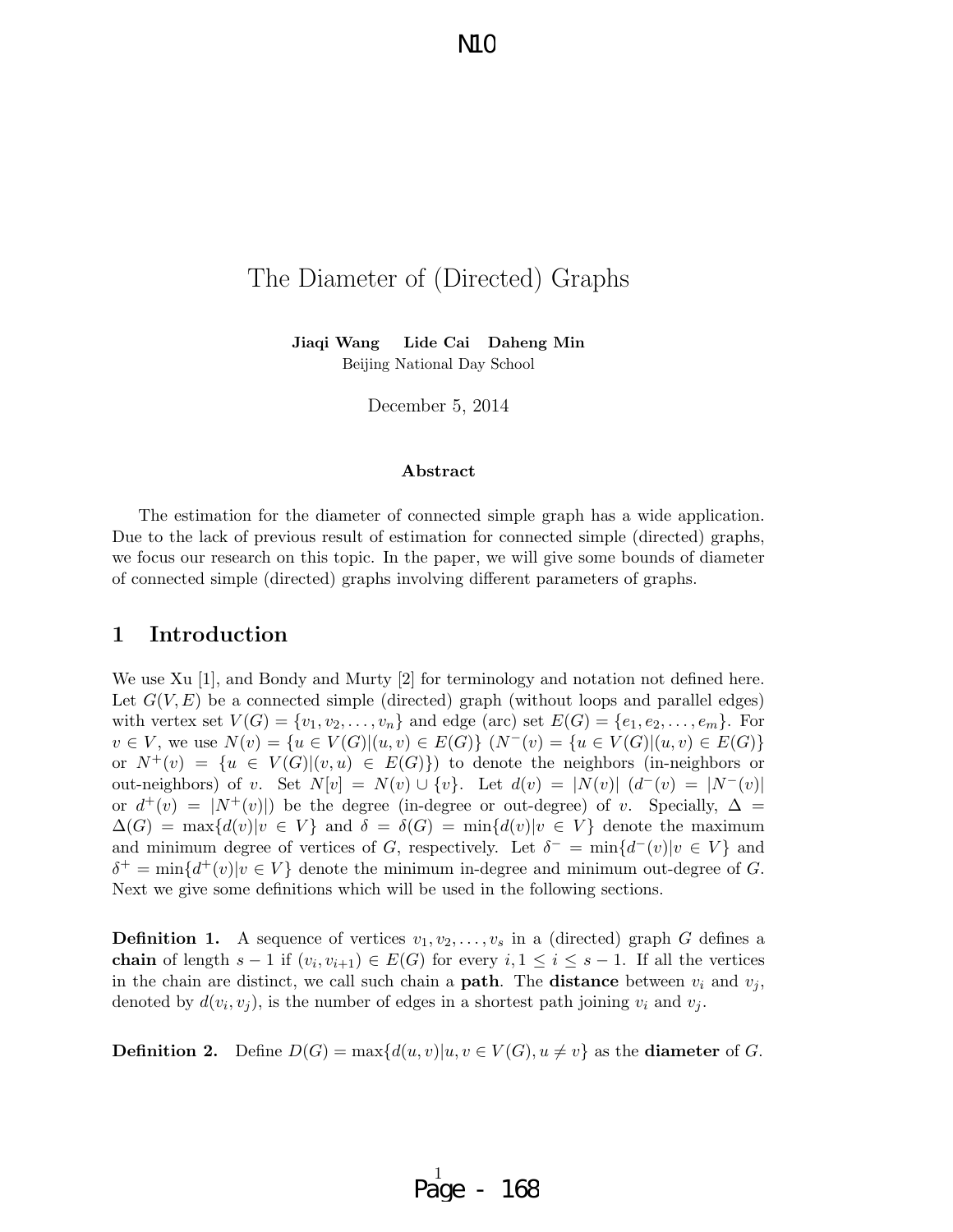# The Diameter of (Directed) Graphs

**Jiaqi Wang Lide Cai Daheng Min**
Beijing National Day School

December 5, 2014

### Abstract

The estimation for the diameter of connected simple graph has a wide application. Due to the lack of previous result of estimation for connected simple (directed) graphs, we focus our research on this topic. In the paper, we will give some bounds of diameter of connected simple (directed) graphs involving different parameters of graphs.

## 1 Introduction

We use Xu [1], and Bondy and Murty [2] for terminology and notation not defined here. Let $G(V, E)$ be a connected simple (directed) graph (without loops and parallel edges) with vertex set $V(G) = \{v_1, v_2, \ldots, v_n\}$ and edge (arc) set $E(G) = \{e_1, e_2, \ldots, e_m\}$. For $v \in V$, we use $N(v) = \{u \in V(G)|(u, v) \in E(G)\}$ ($N^-(v) = \{u \in V(G)|(u, v) \in E(G)\}$ or $N^+(v) = \{u \in V(G)|(v, u) \in E(G)\}$) to denote the neighbors (in-neighbors or out-neighbors) of $v$. Set $N[v] = N(v) \cup \{v\}$. Let $d(v) = |N(v)|$ ($d^-(v) = |N^-(v)|$ or $d^+(v) = |N^+(v)|$) be the degree (in-degree or out-degree) of $v$. Specially, $\Delta = \Delta(G) = \max\{d(v)|v \in V\}$ and $\delta = \delta(G) = \min\{d(v)|v \in V\}$ denote the maximum and minimum degree of vertices of $G$, respectively. Let $\delta^- = \min\{d^-(v)|v \in V\}$ and $\delta^+ = \min\{d^+(v)|v \in V\}$ denote the minimum in-degree and minimum out-degree of $G$. Next we give some definitions which will be used in the following sections.

**Definition 1.** A sequence of vertices $v_1, v_2, \ldots, v_s$ in a (directed) graph $G$ defines a **chain** of length $s - 1$ if $(v_i, v_{i+1}) \in E(G)$ for every $i, 1 \leq i \leq s - 1$. If all the vertices in the chain are distinct, we call such chain a **path**. The **distance** between $v_i$ and $v_j$, denoted by $d(v_i, v_j)$, is the number of edges in a shortest path joining $v_i$ and $v_j$.

**Definition 2.** Define $D(G) = \max\{d(u, v)|u, v \in V(G), u \neq v\}$ as the **diameter** of $G$.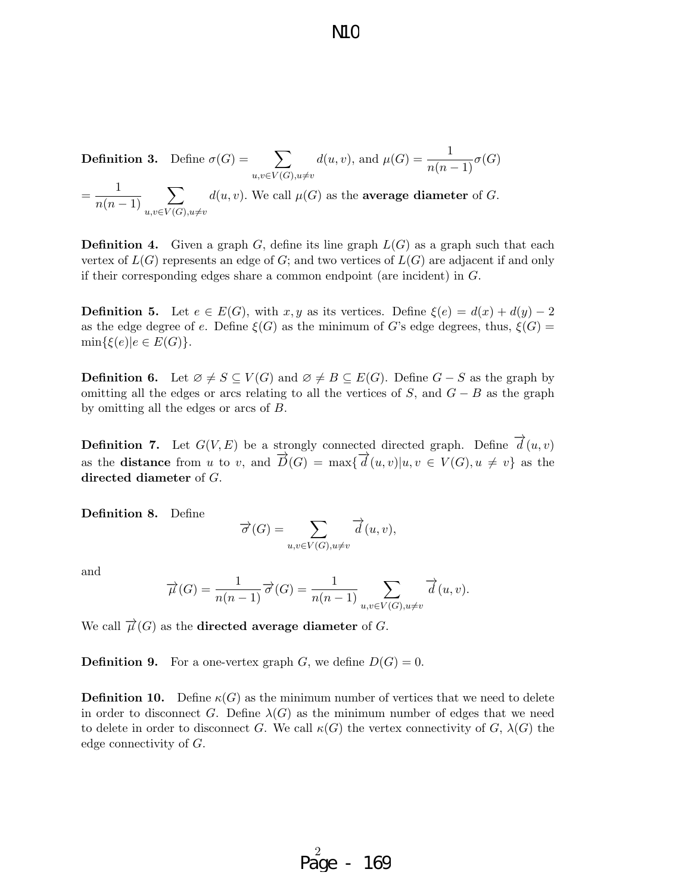**Definition 3.** Define $\sigma(G) = \sum_{u,v \in V(G), u \neq v} d(u,v)$, and $\mu(G) = \frac{1}{n(n-1)}\sigma(G)$ $= \frac{1}{n(n-1)} \sum_{u,v \in V(G), u \neq v} d(u,v)$. We call $\mu(G)$ as the **average diameter** of $G$.

**Definition 4.** Given a graph $G$, define its line graph $L(G)$ as a graph such that each vertex of $L(G)$ represents an edge of $G$; and two vertices of $L(G)$ are adjacent if and only if their corresponding edges share a common endpoint (are incident) in $G$.

**Definition 5.** Let $e \in E(G)$, with $x, y$ as its vertices. Define $\xi(e) = d(x) + d(y) - 2$ as the edge degree of $e$. Define $\xi(G)$ as the minimum of $G$'s edge degrees, thus, $\xi(G) = \min\{\xi(e) | e \in E(G)\}$.

**Definition 6.** Let $\varnothing \neq S \subseteq V(G)$ and $\varnothing \neq B \subseteq E(G)$. Define $G - S$ as the graph by omitting all the edges or arcs relating to all the vertices of $S$, and $G - B$ as the graph by omitting all the edges or arcs of $B$.

**Definition 7.** Let $G(V, E)$ be a strongly connected directed graph. Define $\overrightarrow{d}(u,v)$ as the **distance** from $u$ to $v$, and $\overrightarrow{D}(G) = \max\{\overrightarrow{d}(u,v) | u, v \in V(G), u \neq v\}$ as the **directed diameter** of $G$.

**Definition 8.** Define

$$\overrightarrow{\sigma}(G) = \sum_{u,v \in V(G), u \neq v} \overrightarrow{d}(u,v),$$

and

$$\overrightarrow{\mu}(G) = \frac{1}{n(n-1)} \overrightarrow{\sigma}(G) = \frac{1}{n(n-1)} \sum_{u,v \in V(G), u \neq v} \overrightarrow{d}(u,v).$$

We call $\overrightarrow{\mu}(G)$ as the **directed average diameter** of $G$.

**Definition 9.** For a one-vertex graph $G$, we define $D(G) = 0$.

**Definition 10.** Define $\kappa(G)$ as the minimum number of vertices that we need to delete in order to disconnect $G$. Define $\lambda(G)$ as the minimum number of edges that we need to delete in order to disconnect $G$. We call $\kappa(G)$ the vertex connectivity of $G$, $\lambda(G)$ the edge connectivity of $G$.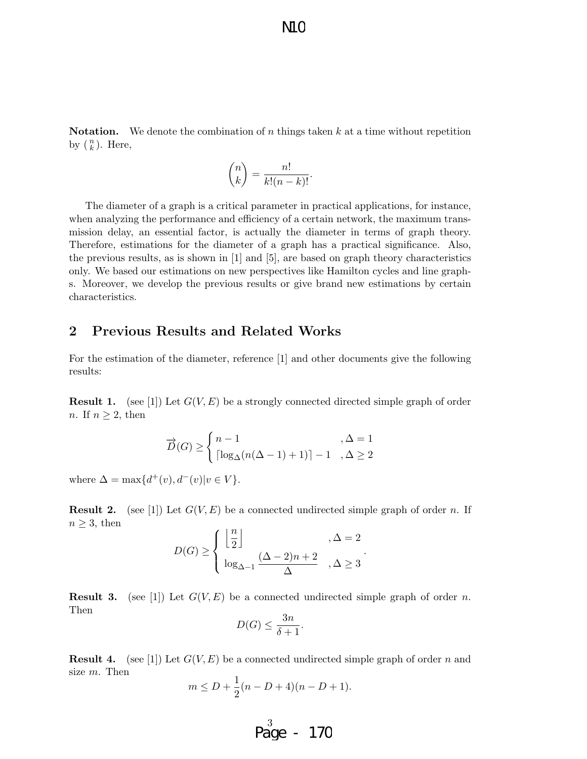**Notation.** We denote the combination of $n$ things taken $k$ at a time without repetition by $\binom{n}{k}$. Here,

$$\binom{n}{k} = \frac{n!}{k!(n-k)!}.$$

The diameter of a graph is a critical parameter in practical applications, for instance, when analyzing the performance and efficiency of a certain network, the maximum transmission delay, an essential factor, is actually the diameter in terms of graph theory. Therefore, estimations for the diameter of a graph has a practical significance. Also, the previous results, as is shown in [1] and [5], are based on graph theory characteristics only. We based our estimations on new perspectives like Hamilton cycles and line graphs. Moreover, we develop the previous results or give brand new estimations by certain characteristics.

## 2 Previous Results and Related Works

For the estimation of the diameter, reference [1] and other documents give the following results:

**Result 1.** (see [1]) Let $G(V,E)$ be a strongly connected directed simple graph of order $n$. If $n \geq 2$, then

$$\overrightarrow{D}(G) \geq \begin{cases} n-1 & ,\Delta = 1 \\ \lceil \log_{\Delta}(n(\Delta-1)+1) \rceil - 1 & ,\Delta \geq 2 \end{cases}$$

where $\Delta = \max\{d^+(v), d^-(v) | v \in V\}$.

**Result 2.** (see [1]) Let $G(V,E)$ be a connected undirected simple graph of order $n$. If $n \geq 3$, then

$$D(G) \geq \begin{cases} \left\lfloor \dfrac{n}{2} \right\rfloor & ,\Delta = 2 \\ \log_{\Delta-1} \dfrac{(\Delta-2)n+2}{\Delta} & ,\Delta \geq 3 \end{cases}.$$

**Result 3.** (see [1]) Let $G(V,E)$ be a connected undirected simple graph of order $n$. Then

$$D(G) \leq \frac{3n}{\delta+1}.$$

**Result 4.** (see [1]) Let $G(V,E)$ be a connected undirected simple graph of order $n$ and size $m$. Then

$$m \leq D + \frac{1}{2}(n-D+4)(n-D+1).$$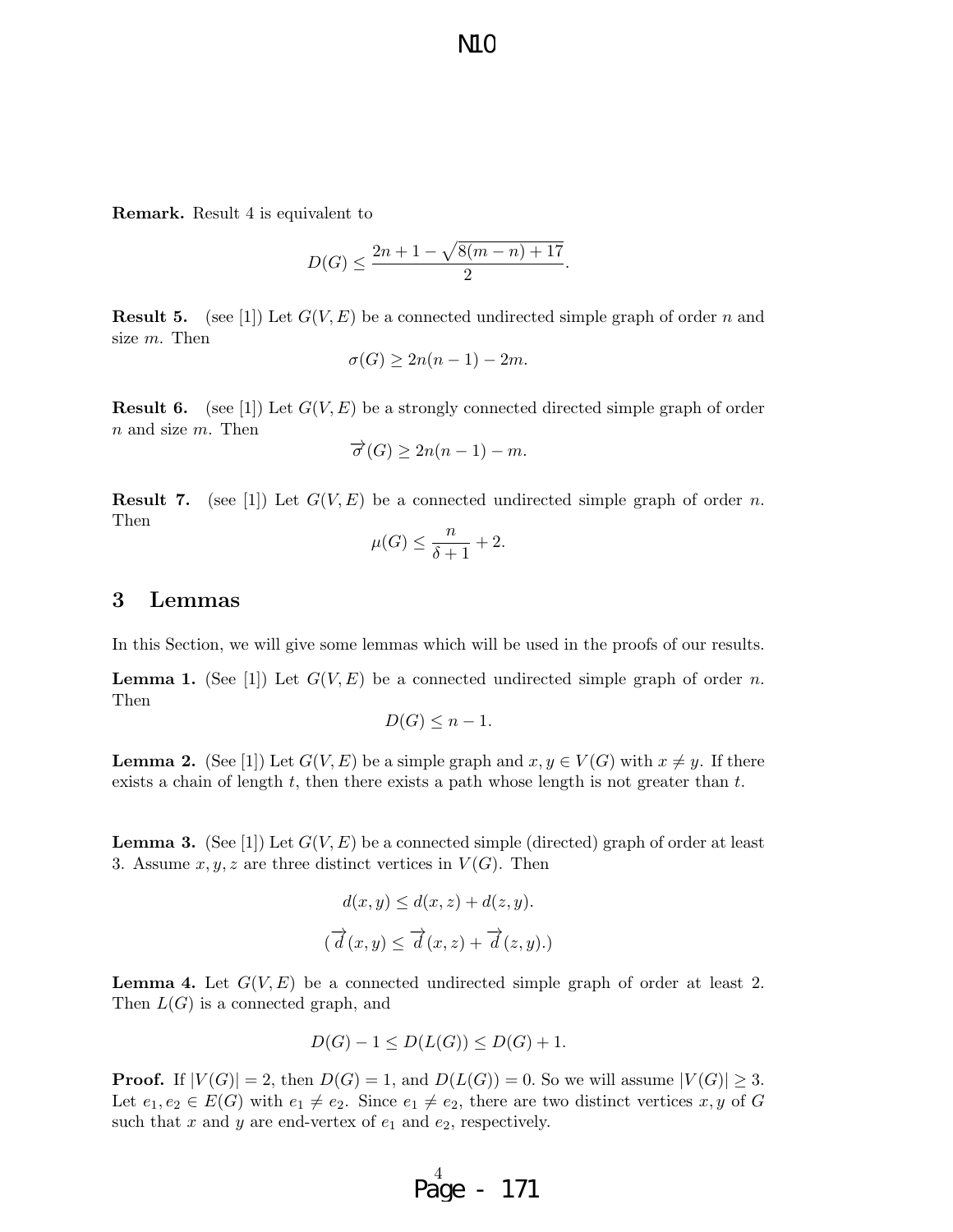**Remark.** Result 4 is equivalent to

$$D(G) \leq \frac{2n + 1 - \sqrt{8(m-n) + 17}}{2}.$$

**Result 5.** (see [1]) Let $G(V, E)$ be a connected undirected simple graph of order $n$ and size $m$. Then

$$\sigma(G) \geq 2n(n-1) - 2m.$$

**Result 6.** (see [1]) Let $G(V, E)$ be a strongly connected directed simple graph of order $n$ and size $m$. Then

$$\overrightarrow{\sigma}(G) \geq 2n(n-1) - m.$$

**Result 7.** (see [1]) Let $G(V, E)$ be a connected undirected simple graph of order $n$. Then

$$\mu(G) \leq \frac{n}{\delta + 1} + 2.$$

## 3 Lemmas

In this Section, we will give some lemmas which will be used in the proofs of our results.

**Lemma 1.** (See [1]) Let $G(V, E)$ be a connected undirected simple graph of order $n$. Then

$$D(G) \leq n - 1.$$

**Lemma 2.** (See [1]) Let $G(V, E)$ be a simple graph and $x, y \in V(G)$ with $x \neq y$. If there exists a chain of length $t$, then there exists a path whose length is not greater than $t$.

**Lemma 3.** (See [1]) Let $G(V, E)$ be a connected simple (directed) graph of order at least 3. Assume $x, y, z$ are three distinct vertices in $V(G)$. Then

$$d(x, y) \leq d(x, z) + d(z, y).$$

$$(\overrightarrow{d}(x, y) \leq \overrightarrow{d}(x, z) + \overrightarrow{d}(z, y).)$$

**Lemma 4.** Let $G(V, E)$ be a connected undirected simple graph of order at least 2. Then $L(G)$ is a connected graph, and

$$D(G) - 1 \leq D(L(G)) \leq D(G) + 1.$$

**Proof.** If $|V(G)| = 2$, then $D(G) = 1$, and $D(L(G)) = 0$. So we will assume $|V(G)| \geq 3$. Let $e_1, e_2 \in E(G)$ with $e_1 \neq e_2$. Since $e_1 \neq e_2$, there are two distinct vertices $x, y$ of $G$ such that $x$ and $y$ are end-vertex of $e_1$ and $e_2$, respectively.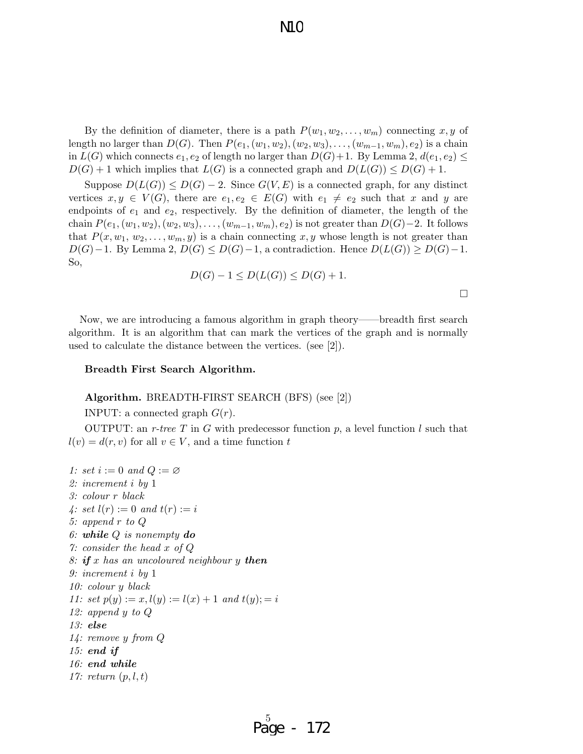By the definition of diameter, there is a path $P(w_1, w_2, \ldots, w_m)$ connecting $x, y$ of length no larger than $D(G)$. Then $P(e_1, (w_1, w_2), (w_2, w_3), \ldots, (w_{m-1}, w_m), e_2)$ is a chain in $L(G)$ which connects $e_1, e_2$ of length no larger than $D(G)+1$. By Lemma 2, $d(e_1, e_2) \leq D(G) + 1$ which implies that $L(G)$ is a connected graph and $D(L(G)) \leq D(G) + 1$.

Suppose $D(L(G)) \leq D(G) - 2$. Since $G(V, E)$ is a connected graph, for any distinct vertices $x, y \in V(G)$, there are $e_1, e_2 \in E(G)$ with $e_1 \neq e_2$ such that $x$ and $y$ are endpoints of $e_1$ and $e_2$, respectively. By the definition of diameter, the length of the chain $P(e_1, (w_1, w_2), (w_2, w_3), \ldots, (w_{m-1}, w_m), e_2)$ is not greater than $D(G)-2$. It follows that $P(x, w_1, w_2, \ldots, w_m, y)$ is a chain connecting $x, y$ whose length is not greater than $D(G)-1$. By Lemma 2, $D(G) \leq D(G)-1$, a contradiction. Hence $D(L(G)) \geq D(G)-1$. So,

$$D(G) - 1 \leq D(L(G)) \leq D(G) + 1.$$

□

Now, we are introducing a famous algorithm in graph theory——breadth first search algorithm. It is an algorithm that can mark the vertices of the graph and is normally used to calculate the distance between the vertices. (see [2]).

**Breadth First Search Algorithm.**

**Algorithm.** BREADTH-FIRST SEARCH (BFS) (see [2])

INPUT: a connected graph $G(r)$.

OUTPUT: an *r-tree* $T$ in $G$ with predecessor function $p$, a level function $l$ such that $l(v) = d(r, v)$ for all $v \in V$, and a time function $t$

*1: set $i := 0$ and $Q := \varnothing$*
*2: increment $i$ by 1*
*3: colour $r$ black*
*4: set $l(r) := 0$ and $t(r) := i$*
*5: append $r$ to $Q$*
*6: **while** $Q$ is nonempty **do***
*7: consider the head $x$ of $Q$*
*8: **if** $x$ has an uncoloured neighbour $y$ **then***
*9: increment $i$ by 1*
*10: colour $y$ black*
*11: set $p(y) := x, l(y) := l(x) + 1$ and $t(y); = i$*
*12: append $y$ to $Q$*
*13: **else***
*14: remove $y$ from $Q$*
*15: **end if***
*16: **end while***
*17: return $(p, l, t)$*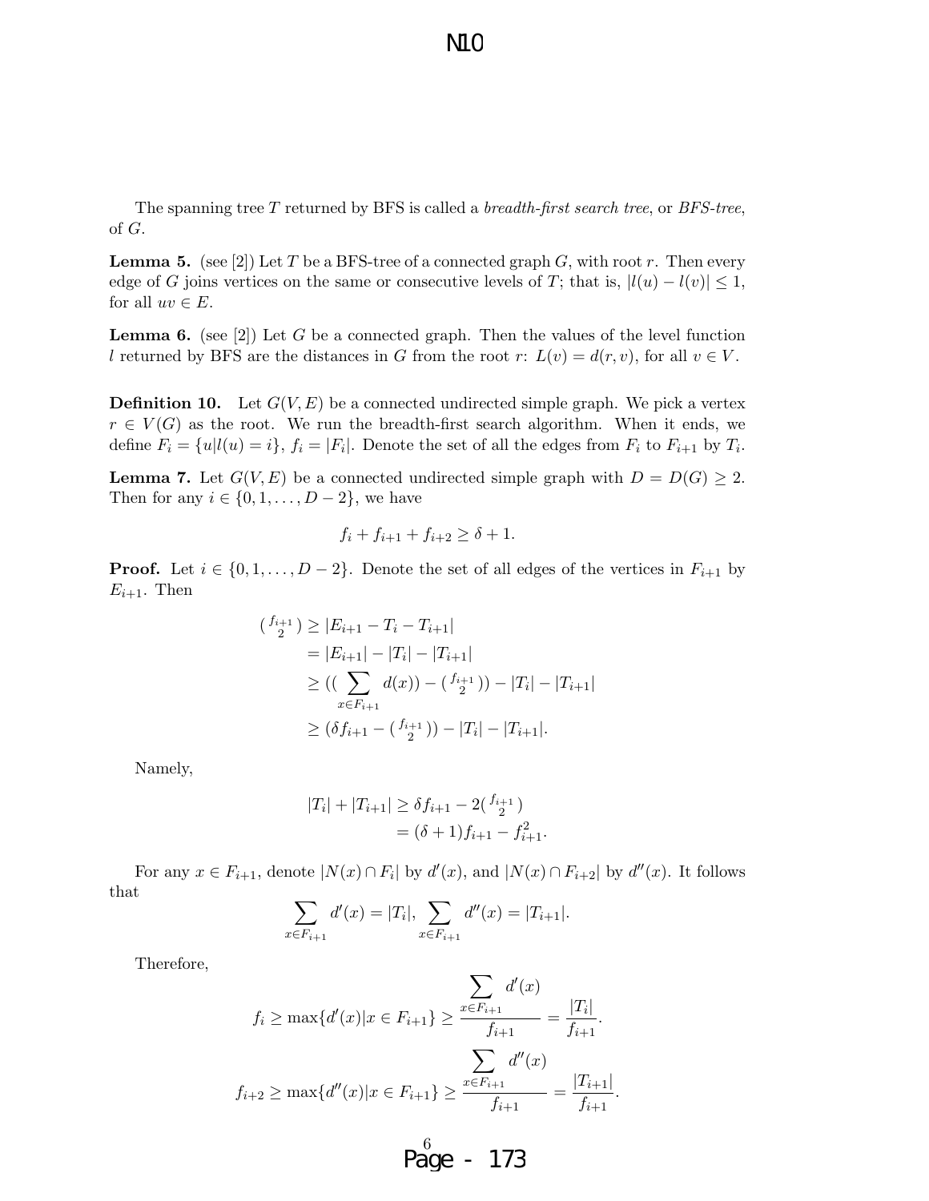The spanning tree $T$ returned by BFS is called a *breadth-first search tree*, or *BFS-tree*, of $G$.

**Lemma 5.** (see [2]) Let $T$ be a BFS-tree of a connected graph $G$, with root $r$. Then every edge of $G$ joins vertices on the same or consecutive levels of $T$; that is, $|l(u) - l(v)| \leq 1$, for all $uv \in E$.

**Lemma 6.** (see [2]) Let $G$ be a connected graph. Then the values of the level function $l$ returned by BFS are the distances in $G$ from the root $r$: $L(v) = d(r, v)$, for all $v \in V$.

**Definition 10.** Let $G(V, E)$ be a connected undirected simple graph. We pick a vertex $r \in V(G)$ as the root. We run the breadth-first search algorithm. When it ends, we define $F_i = \{u | l(u) = i\}$, $f_i = |F_i|$. Denote the set of all the edges from $F_i$ to $F_{i+1}$ by $T_i$.

**Lemma 7.** Let $G(V, E)$ be a connected undirected simple graph with $D = D(G) \geq 2$. Then for any $i \in \{0, 1, \ldots, D-2\}$, we have

$$f_i + f_{i+1} + f_{i+2} \geq \delta + 1.$$

**Proof.** Let $i \in \{0, 1, \ldots, D-2\}$. Denote the set of all edges of the vertices in $F_{i+1}$ by $E_{i+1}$. Then

$$\begin{aligned}
\binom{f_{i+1}}{2} &\geq |E_{i+1} - T_i - T_{i+1}| \\
&= |E_{i+1}| - |T_i| - |T_{i+1}| \\
&\geq \Big(\Big(\sum_{x \in F_{i+1}} d(x)\Big) - \binom{f_{i+1}}{2}\Big) - |T_i| - |T_{i+1}| \\
&\geq \Big(\delta f_{i+1} - \binom{f_{i+1}}{2}\Big) - |T_i| - |T_{i+1}|.
\end{aligned}$$

Namely,

$$\begin{aligned}
|T_i| + |T_{i+1}| &\geq \delta f_{i+1} - 2\binom{f_{i+1}}{2} \\
&= (\delta + 1) f_{i+1} - f_{i+1}^2.
\end{aligned}$$

For any $x \in F_{i+1}$, denote $|N(x) \cap F_i|$ by $d'(x)$, and $|N(x) \cap F_{i+2}|$ by $d''(x)$. It follows that

$$\sum_{x \in F_{i+1}} d'(x) = |T_i|, \sum_{x \in F_{i+1}} d''(x) = |T_{i+1}|.$$

Therefore,

$$f_i \geq \max\{d'(x) | x \in F_{i+1}\} \geq \frac{\sum_{x \in F_{i+1}} d'(x)}{f_{i+1}} = \frac{|T_i|}{f_{i+1}}.$$

$$f_{i+2} \geq \max\{d''(x) | x \in F_{i+1}\} \geq \frac{\sum_{x \in F_{i+1}} d''(x)}{f_{i+1}} = \frac{|T_{i+1}|}{f_{i+1}}.$$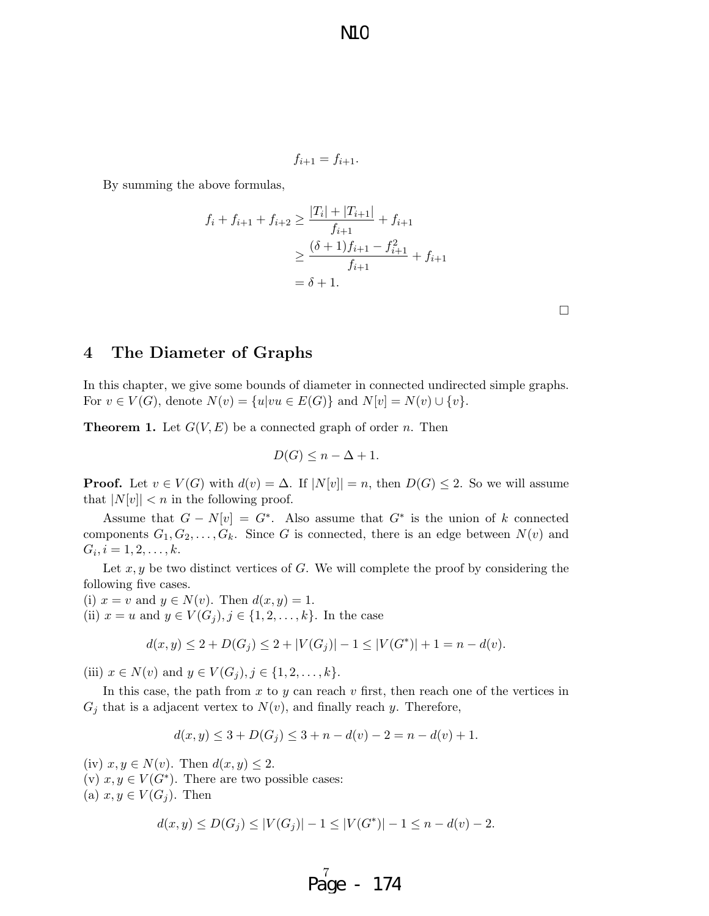$$f_{i+1} = f_{i+1}.$$

By summing the above formulas,

$$\begin{aligned} f_i + f_{i+1} + f_{i+2} &\geq \frac{|T_i| + |T_{i+1}|}{f_{i+1}} + f_{i+1} \\ &\geq \frac{(\delta+1)f_{i+1} - f_{i+1}^2}{f_{i+1}} + f_{i+1} \\ &= \delta + 1. \end{aligned}$$

□

## 4 The Diameter of Graphs

In this chapter, we give some bounds of diameter in connected undirected simple graphs. For $v \in V(G)$, denote $N(v) = \{u | vu \in E(G)\}$ and $N[v] = N(v) \cup \{v\}$.

**Theorem 1.** Let $G(V, E)$ be a connected graph of order $n$. Then

$$D(G) \leq n - \Delta + 1.$$

**Proof.** Let $v \in V(G)$ with $d(v) = \Delta$. If $|N[v]| = n$, then $D(G) \leq 2$. So we will assume that $|N[v]| < n$ in the following proof.

Assume that $G - N[v] = G^*$. Also assume that $G^*$ is the union of $k$ connected components $G_1, G_2, \ldots, G_k$. Since $G$ is connected, there is an edge between $N(v)$ and $G_i, i = 1, 2, \ldots, k$.

Let $x, y$ be two distinct vertices of $G$. We will complete the proof by considering the following five cases.

(i) $x = v$ and $y \in N(v)$. Then $d(x, y) = 1$.

(ii) $x = u$ and $y \in V(G_j), j \in \{1, 2, \ldots, k\}$. In the case

$$d(x, y) \leq 2 + D(G_j) \leq 2 + |V(G_j)| - 1 \leq |V(G^*)| + 1 = n - d(v).$$

(iii) $x \in N(v)$ and $y \in V(G_j), j \in \{1, 2, \ldots, k\}$.

In this case, the path from $x$ to $y$ can reach $v$ first, then reach one of the vertices in $G_j$ that is a adjacent vertex to $N(v)$, and finally reach $y$. Therefore,

$$d(x, y) \leq 3 + D(G_j) \leq 3 + n - d(v) - 2 = n - d(v) + 1.$$

(iv) $x, y \in N(v)$. Then $d(x, y) \leq 2$.

(v) $x, y \in V(G^*)$. There are two possible cases:

(a) $x, y \in V(G_j)$. Then

$$d(x, y) \leq D(G_j) \leq |V(G_j)| - 1 \leq |V(G^*)| - 1 \leq n - d(v) - 2.$$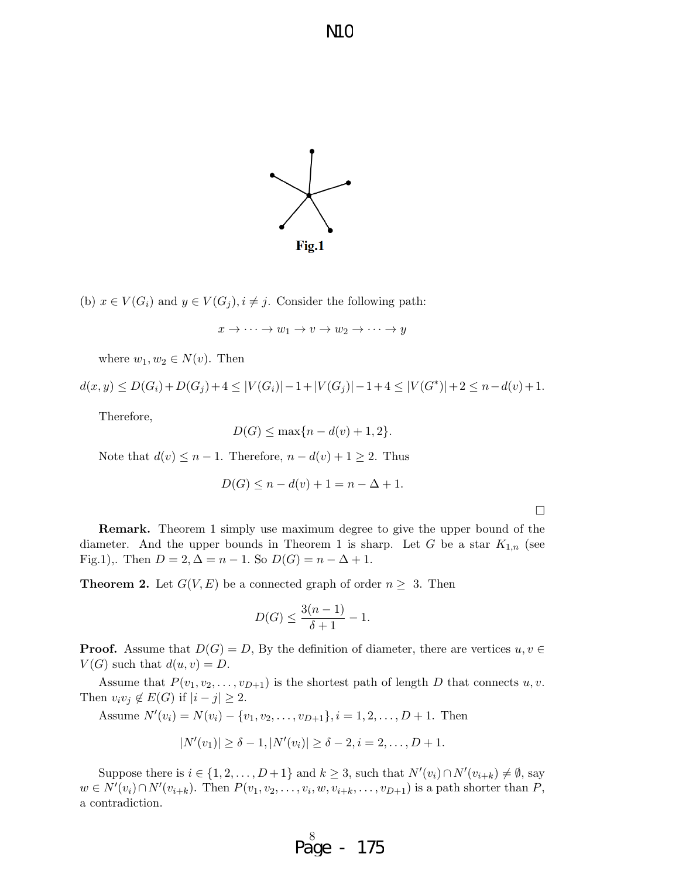Fig.1

(b) $x \in V(G_i)$ and $y \in V(G_j), i \neq j$. Consider the following path:

$$x \to \cdots \to w_1 \to v \to w_2 \to \cdots \to y$$

where $w_1, w_2 \in N(v)$. Then

$$d(x,y) \leq D(G_i) + D(G_j) + 4 \leq |V(G_i)| - 1 + |V(G_j)| - 1 + 4 \leq |V(G^*)| + 2 \leq n - d(v) + 1.$$

Therefore,

$$D(G) \leq \max\{n - d(v) + 1, 2\}.$$

Note that $d(v) \leq n - 1$. Therefore, $n - d(v) + 1 \geq 2$. Thus

$$D(G) \leq n - d(v) + 1 = n - \Delta + 1.$$

□

**Remark.** Theorem 1 simply use maximum degree to give the upper bound of the diameter. And the upper bounds in Theorem 1 is sharp. Let $G$ be a star $K_{1,n}$ (see Fig.1),. Then $D = 2, \Delta = n - 1$. So $D(G) = n - \Delta + 1$.

**Theorem 2.** Let $G(V, E)$ be a connected graph of order $n \geq 3$. Then

$$D(G) \leq \frac{3(n-1)}{\delta + 1} - 1.$$

**Proof.** Assume that $D(G) = D$, By the definition of diameter, there are vertices $u, v \in V(G)$ such that $d(u, v) = D$.

Assume that $P(v_1, v_2, \ldots, v_{D+1})$ is the shortest path of length $D$ that connects $u, v$. Then $v_i v_j \notin E(G)$ if $|i - j| \geq 2$.

Assume $N'(v_i) = N(v_i) - \{v_1, v_2, \ldots, v_{D+1}\}, i = 1, 2, \ldots, D+1$. Then

$$|N'(v_1)| \geq \delta - 1, |N'(v_i)| \geq \delta - 2, i = 2, \ldots, D+1.$$

Suppose there is $i \in \{1, 2, \ldots, D+1\}$ and $k \geq 3$, such that $N'(v_i) \cap N'(v_{i+k}) \neq \emptyset$, say $w \in N'(v_i) \cap N'(v_{i+k})$. Then $P(v_1, v_2, \ldots, v_i, w, v_{i+k}, \ldots, v_{D+1})$ is a path shorter than $P$, a contradiction.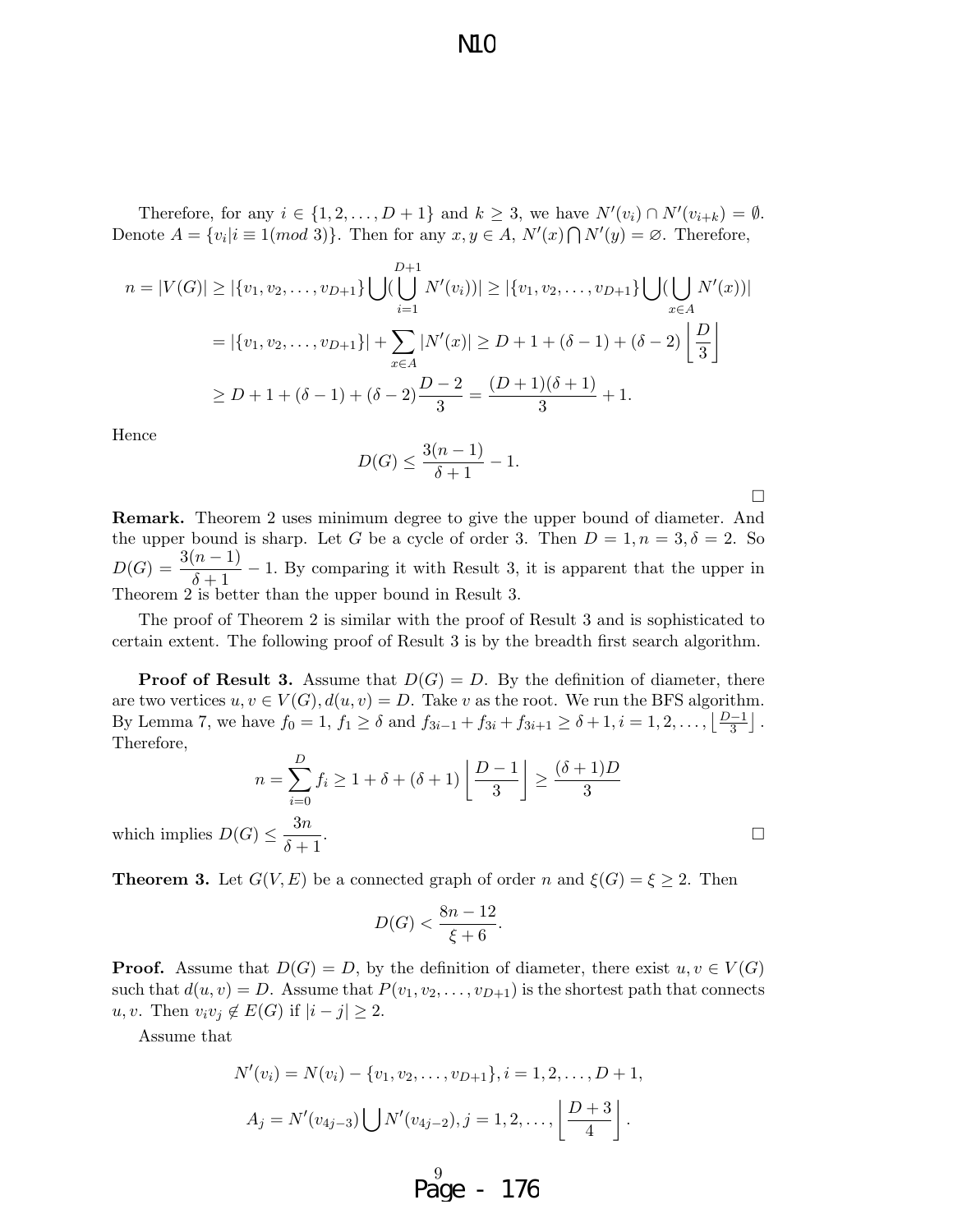Therefore, for any $i \in \{1, 2, \ldots, D+1\}$ and $k \geq 3$, we have $N'(v_i) \cap N'(v_{i+k}) = \emptyset$. Denote $A = \{v_i | i \equiv 1 (mod\ 3)\}$. Then for any $x, y \in A$, $N'(x) \bigcap N'(y) = \varnothing$. Therefore,

$$
\begin{aligned}
n = |V(G)| &\geq |\{v_1, v_2, \ldots, v_{D+1}\} \bigcup (\bigcup_{i=1}^{D+1} N'(v_i))| \geq |\{v_1, v_2, \ldots, v_{D+1}\} \bigcup (\bigcup_{x \in A} N'(x))| \\
&= |\{v_1, v_2, \ldots, v_{D+1}\}| + \sum_{x \in A} |N'(x)| \geq D + 1 + (\delta - 1) + (\delta - 2) \left\lfloor \frac{D}{3} \right\rfloor \\
&\geq D + 1 + (\delta - 1) + (\delta - 2) \frac{D-2}{3} = \frac{(D+1)(\delta+1)}{3} + 1.
\end{aligned}
$$

Hence

$$
D(G) \leq \frac{3(n-1)}{\delta + 1} - 1.
$$

□

**Remark.** Theorem 2 uses minimum degree to give the upper bound of diameter. And the upper bound is sharp. Let $G$ be a cycle of order 3. Then $D = 1, n = 3, \delta = 2$. So $D(G) = \frac{3(n-1)}{\delta+1} - 1$. By comparing it with Result 3, it is apparent that the upper in Theorem 2 is better than the upper bound in Result 3.

The proof of Theorem 2 is similar with the proof of Result 3 and is sophisticated to certain extent. The following proof of Result 3 is by the breadth first search algorithm.

**Proof of Result 3.** Assume that $D(G) = D$. By the definition of diameter, there are two vertices $u, v \in V(G), d(u, v) = D$. Take $v$ as the root. We run the BFS algorithm. By Lemma 7, we have $f_0 = 1$, $f_1 \geq \delta$ and $f_{3i-1} + f_{3i} + f_{3i+1} \geq \delta + 1, i = 1, 2, \ldots, \left\lfloor \frac{D-1}{3} \right\rfloor$. Therefore,

$$
n = \sum_{i=0}^{D} f_i \geq 1 + \delta + (\delta + 1) \left\lfloor \frac{D-1}{3} \right\rfloor \geq \frac{(\delta+1)D}{3}
$$

which implies $D(G) \leq \frac{3n}{\delta+1}$. □

**Theorem 3.** Let $G(V, E)$ be a connected graph of order $n$ and $\xi(G) = \xi \geq 2$. Then

$$
D(G) < \frac{8n - 12}{\xi + 6}.
$$

**Proof.** Assume that $D(G) = D$, by the definition of diameter, there exist $u, v \in V(G)$ such that $d(u, v) = D$. Assume that $P(v_1, v_2, \ldots, v_{D+1})$ is the shortest path that connects $u, v$. Then $v_i v_j \notin E(G)$ if $|i - j| \geq 2$.

Assume that

$$
N'(v_i) = N(v_i) - \{v_1, v_2, \ldots, v_{D+1}\}, i = 1, 2, \ldots, D+1,
$$

$$
A_j = N'(v_{4j-3}) \bigcup N'(v_{4j-2}), j = 1, 2, \ldots, \left\lfloor \frac{D+3}{4} \right\rfloor.
$$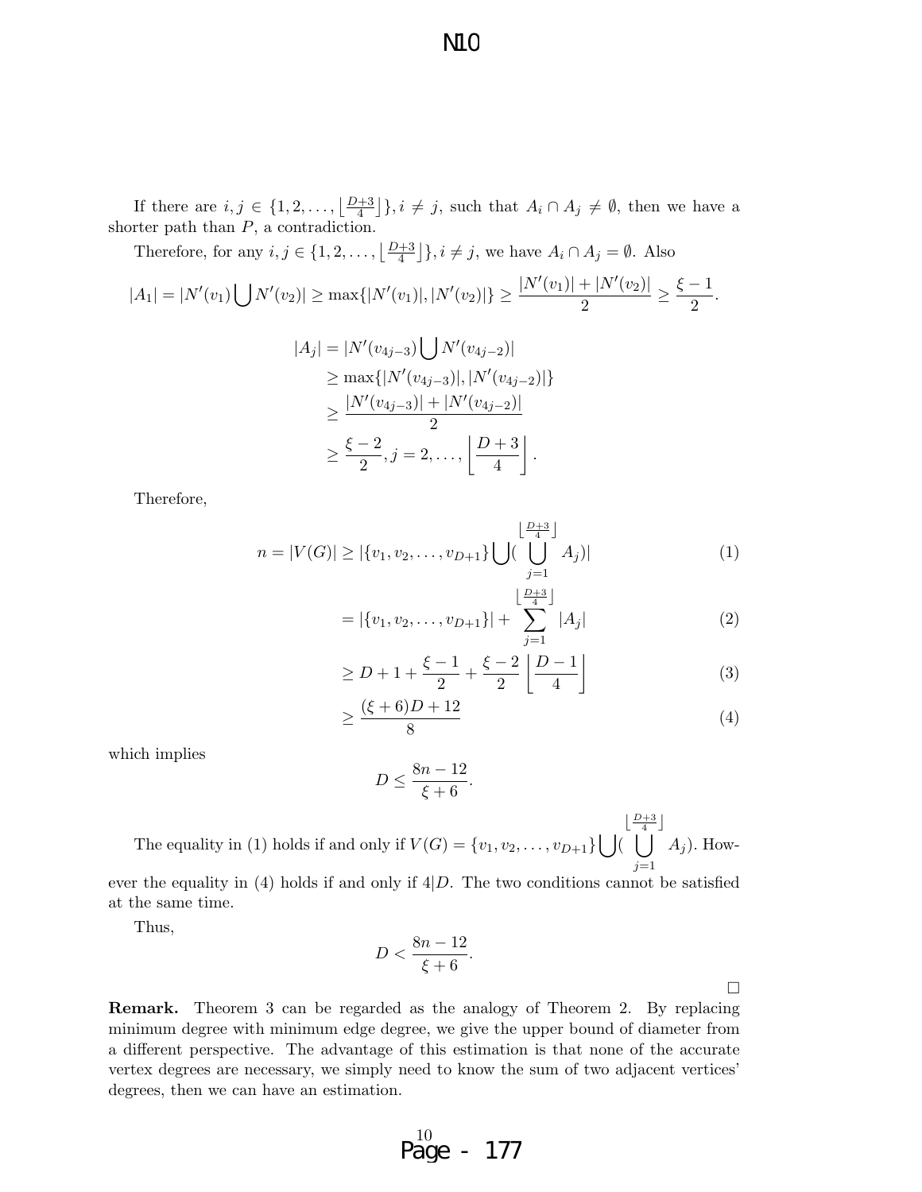If there are $i, j \in \{1, 2, \ldots, \lfloor \frac{D+3}{4} \rfloor\}, i \neq j$, such that $A_i \cap A_j \neq \emptyset$, then we have a shorter path than $P$, a contradiction.

Therefore, for any $i, j \in \{1, 2, \ldots, \lfloor \frac{D+3}{4} \rfloor\}, i \neq j$, we have $A_i \cap A_j = \emptyset$. Also

$$|A_1| = |N'(v_1) \bigcup N'(v_2)| \geq \max\{|N'(v_1)|, |N'(v_2)|\} \geq \frac{|N'(v_1)| + |N'(v_2)|}{2} \geq \frac{\xi - 1}{2}.$$

$$\begin{aligned}
|A_j| &= |N'(v_{4j-3}) \bigcup N'(v_{4j-2})| \\
&\geq \max\{|N'(v_{4j-3})|, |N'(v_{4j-2})|\} \\
&\geq \frac{|N'(v_{4j-3})| + |N'(v_{4j-2})|}{2} \\
&\geq \frac{\xi - 2}{2}, j = 2, \ldots, \left\lfloor \frac{D+3}{4} \right\rfloor.
\end{aligned}$$

Therefore,

$$\begin{aligned}
n = |V(G)| &\geq |\{v_1, v_2, \ldots, v_{D+1}\} \bigcup (\bigcup_{j=1}^{\lfloor \frac{D+3}{4} \rfloor} A_j)| & (1) \\
&= |\{v_1, v_2, \ldots, v_{D+1}\}| + \sum_{j=1}^{\lfloor \frac{D+3}{4} \rfloor} |A_j| & (2) \\
&\geq D + 1 + \frac{\xi - 1}{2} + \frac{\xi - 2}{2} \left\lfloor \frac{D-1}{4} \right\rfloor & (3) \\
&\geq \frac{(\xi + 6)D + 12}{8} & (4)
\end{aligned}$$

which implies

$$D \leq \frac{8n - 12}{\xi + 6}.$$

The equality in (1) holds if and only if $V(G) = \{v_1, v_2, \ldots, v_{D+1}\} \bigcup (\bigcup_{j=1}^{\lfloor \frac{D+3}{4} \rfloor} A_j)$. However the equality in (4) holds if and only if $4|D$. The two conditions cannot be satisfied at the same time.

Thus,

$$D < \frac{8n - 12}{\xi + 6}.$$

□

**Remark.** Theorem 3 can be regarded as the analogy of Theorem 2. By replacing minimum degree with minimum edge degree, we give the upper bound of diameter from a different perspective. The advantage of this estimation is that none of the accurate vertex degrees are necessary, we simply need to know the sum of two adjacent vertices' degrees, then we can have an estimation.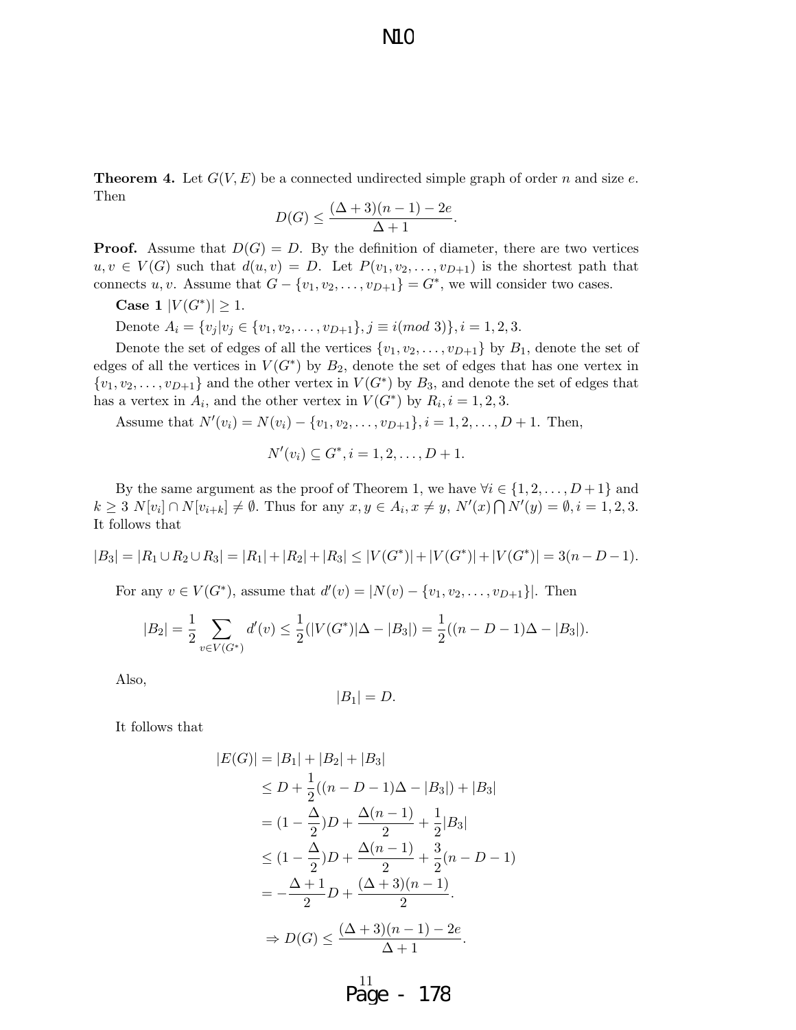**Theorem 4.** Let $G(V, E)$ be a connected undirected simple graph of order $n$ and size $e$. Then

$$D(G) \leq \frac{(\Delta + 3)(n-1) - 2e}{\Delta + 1}.$$

**Proof.** Assume that $D(G) = D$. By the definition of diameter, there are two vertices $u, v \in V(G)$ such that $d(u, v) = D$. Let $P(v_1, v_2, \ldots, v_{D+1})$ is the shortest path that connects $u, v$. Assume that $G - \{v_1, v_2, \ldots, v_{D+1}\} = G^*$, we will consider two cases.

**Case 1** $|V(G^*)| \geq 1$.

Denote $A_i = \{v_j | v_j \in \{v_1, v_2, \ldots, v_{D+1}\}, j \equiv i (mod\ 3)\}, i = 1, 2, 3$.

Denote the set of edges of all the vertices $\{v_1, v_2, \ldots, v_{D+1}\}$ by $B_1$, denote the set of edges of all the vertices in $V(G^*)$ by $B_2$, denote the set of edges that has one vertex in $\{v_1, v_2, \ldots, v_{D+1}\}$ and the other vertex in $V(G^*)$ by $B_3$, and denote the set of edges that has a vertex in $A_i$, and the other vertex in $V(G^*)$ by $R_i, i = 1, 2, 3$.

Assume that $N'(v_i) = N(v_i) - \{v_1, v_2, \ldots, v_{D+1}\}, i = 1, 2, \ldots, D+1$. Then,

$$N'(v_i) \subseteq G^*, i = 1, 2, \ldots, D+1.$$

By the same argument as the proof of Theorem 1, we have $\forall i \in \{1, 2, \ldots, D+1\}$ and $k \geq 3$ $N[v_i] \cap N[v_{i+k}] \neq \emptyset$. Thus for any $x, y \in A_i, x \neq y$, $N'(x) \bigcap N'(y) = \emptyset, i = 1, 2, 3$. It follows that

$$|B_3| = |R_1 \cup R_2 \cup R_3| = |R_1| + |R_2| + |R_3| \leq |V(G^*)| + |V(G^*)| + |V(G^*)| = 3(n - D - 1).$$

For any $v \in V(G^*)$, assume that $d'(v) = |N(v) - \{v_1, v_2, \ldots, v_{D+1}\}|$. Then

$$|B_2| = \frac{1}{2} \sum_{v \in V(G^*)} d'(v) \leq \frac{1}{2}(|V(G^*)|\Delta - |B_3|) = \frac{1}{2}((n - D - 1)\Delta - |B_3|).$$

Also,

$$|B_1| = D.$$

It follows that

$$\begin{aligned}
|E(G)| &= |B_1| + |B_2| + |B_3| \\
&\leq D + \frac{1}{2}((n - D - 1)\Delta - |B_3|) + |B_3| \\
&= (1 - \frac{\Delta}{2})D + \frac{\Delta(n-1)}{2} + \frac{1}{2}|B_3| \\
&\leq (1 - \frac{\Delta}{2})D + \frac{\Delta(n-1)}{2} + \frac{3}{2}(n - D - 1) \\
&= -\frac{\Delta + 1}{2}D + \frac{(\Delta + 3)(n-1)}{2}.
\end{aligned}$$

$$\Rightarrow D(G) \leq \frac{(\Delta + 3)(n-1) - 2e}{\Delta + 1}.$$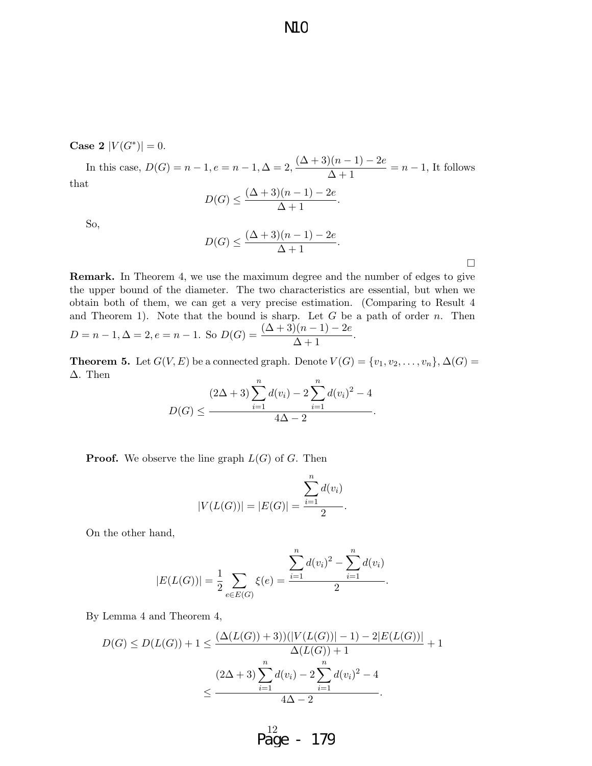**Case 2** $|V(G^*)| = 0$.

In this case, $D(G) = n-1, e = n-1, \Delta = 2, \dfrac{(\Delta+3)(n-1)-2e}{\Delta+1} = n-1$, It follows that

$$D(G) \leq \frac{(\Delta+3)(n-1)-2e}{\Delta+1}.$$

So,

$$D(G) \leq \frac{(\Delta+3)(n-1)-2e}{\Delta+1}.$$

□

**Remark.** In Theorem 4, we use the maximum degree and the number of edges to give the upper bound of the diameter. The two characteristics are essential, but when we obtain both of them, we can get a very precise estimation. (Comparing to Result 4 and Theorem 1). Note that the bound is sharp. Let $G$ be a path of order $n$. Then $D = n-1, \Delta = 2, e = n-1$. So $D(G) = \dfrac{(\Delta+3)(n-1)-2e}{\Delta+1}$.

**Theorem 5.** Let $G(V, E)$ be a connected graph. Denote $V(G) = \{v_1, v_2, \ldots, v_n\}, \Delta(G) = \Delta$. Then

$$D(G) \leq \frac{(2\Delta+3)\sum_{i=1}^{n} d(v_i) - 2\sum_{i=1}^{n} d(v_i)^2 - 4}{4\Delta - 2}.$$

**Proof.** We observe the line graph $L(G)$ of $G$. Then

$$|V(L(G))| = |E(G)| = \frac{\sum_{i=1}^{n} d(v_i)}{2}.$$

On the other hand,

$$|E(L(G))| = \frac{1}{2}\sum_{e \in E(G)} \xi(e) = \frac{\sum_{i=1}^{n} d(v_i)^2 - \sum_{i=1}^{n} d(v_i)}{2}.$$

By Lemma 4 and Theorem 4,

$$D(G) \leq D(L(G)) + 1 \leq \frac{(\Delta(L(G))+3))(|V(L(G))|-1) - 2|E(L(G))|}{\Delta(L(G))+1} + 1$$

$$\leq \frac{(2\Delta+3)\sum_{i=1}^{n} d(v_i) - 2\sum_{i=1}^{n} d(v_i)^2 - 4}{4\Delta - 2}.$$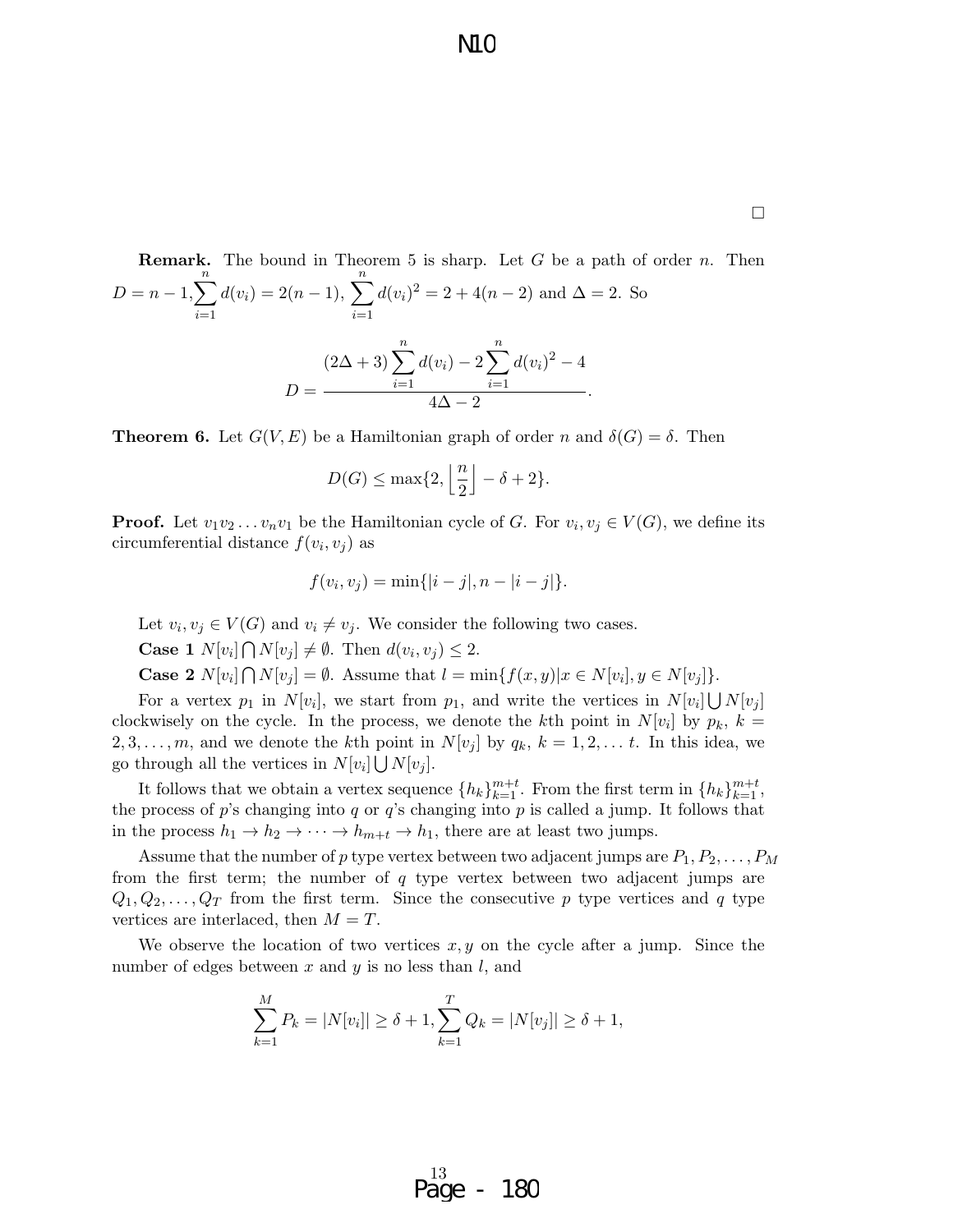∎

**Remark.** The bound in Theorem 5 is sharp. Let $G$ be a path of order $n$. Then $D = n-1, \sum_{i=1}^{n} d(v_i) = 2(n-1)$, $\sum_{i=1}^{n} d(v_i)^2 = 2 + 4(n-2)$ and $\Delta = 2$. So

$$D = \frac{(2\Delta+3)\sum_{i=1}^{n} d(v_i) - 2\sum_{i=1}^{n} d(v_i)^2 - 4}{4\Delta - 2}.$$

**Theorem 6.** Let $G(V,E)$ be a Hamiltonian graph of order $n$ and $\delta(G) = \delta$. Then

$$D(G) \leq \max\{2, \left\lfloor \frac{n}{2} \right\rfloor - \delta + 2\}.$$

**Proof.** Let $v_1 v_2 \ldots v_n v_1$ be the Hamiltonian cycle of $G$. For $v_i, v_j \in V(G)$, we define its circumferential distance $f(v_i, v_j)$ as

$$f(v_i, v_j) = \min\{|i-j|, n - |i-j|\}.$$

Let $v_i, v_j \in V(G)$ and $v_i \neq v_j$. We consider the following two cases.

**Case 1** $N[v_i] \bigcap N[v_j] \neq \emptyset$. Then $d(v_i, v_j) \leq 2$.

**Case 2** $N[v_i] \bigcap N[v_j] = \emptyset$. Assume that $l = \min\{f(x,y) | x \in N[v_i], y \in N[v_j]\}$.

For a vertex $p_1$ in $N[v_i]$, we start from $p_1$, and write the vertices in $N[v_i] \bigcup N[v_j]$ clockwisely on the cycle. In the process, we denote the $k$th point in $N[v_i]$ by $p_k$, $k = 2, 3, \ldots, m$, and we denote the $k$th point in $N[v_j]$ by $q_k$, $k = 1, 2, \ldots t$. In this idea, we go through all the vertices in $N[v_i] \bigcup N[v_j]$.

It follows that we obtain a vertex sequence $\{h_k\}_{k=1}^{m+t}$. From the first term in $\{h_k\}_{k=1}^{m+t}$, the process of $p$'s changing into $q$ or $q$'s changing into $p$ is called a jump. It follows that in the process $h_1 \to h_2 \to \cdots \to h_{m+t} \to h_1$, there are at least two jumps.

Assume that the number of $p$ type vertex between two adjacent jumps are $P_1, P_2, \ldots, P_M$ from the first term; the number of $q$ type vertex between two adjacent jumps are $Q_1, Q_2, \ldots, Q_T$ from the first term. Since the consecutive $p$ type vertices and $q$ type vertices are interlaced, then $M = T$.

We observe the location of two vertices $x, y$ on the cycle after a jump. Since the number of edges between $x$ and $y$ is no less than $l$, and

$$\sum_{k=1}^{M} P_k = |N[v_i]| \geq \delta + 1, \sum_{k=1}^{T} Q_k = |N[v_j]| \geq \delta + 1,$$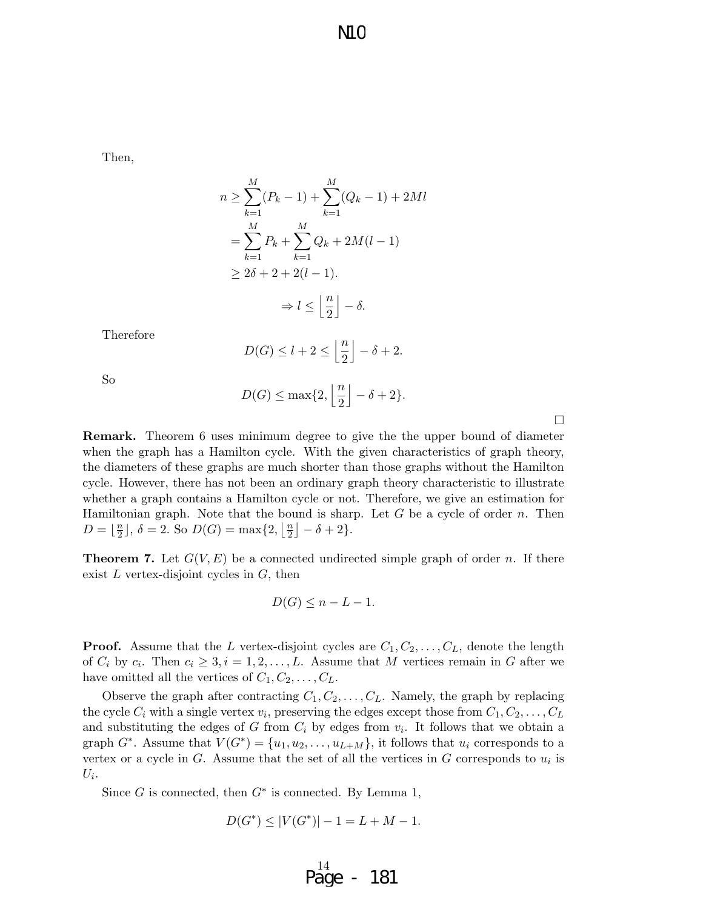Then,

$$
\begin{aligned}
n &\geq \sum_{k=1}^{M}(P_k - 1) + \sum_{k=1}^{M}(Q_k - 1) + 2Ml \\
&= \sum_{k=1}^{M} P_k + \sum_{k=1}^{M} Q_k + 2M(l-1) \\
&\geq 2\delta + 2 + 2(l-1).
\end{aligned}
$$

$$
\Rightarrow l \leq \left\lfloor \frac{n}{2} \right\rfloor - \delta.
$$

Therefore

$$
D(G) \leq l + 2 \leq \left\lfloor \frac{n}{2} \right\rfloor - \delta + 2.
$$

So

$$
D(G) \leq \max\{2, \left\lfloor \frac{n}{2} \right\rfloor - \delta + 2\}.
$$

□

**Remark.** Theorem 6 uses minimum degree to give the the upper bound of diameter when the graph has a Hamilton cycle. With the given characteristics of graph theory, the diameters of these graphs are much shorter than those graphs without the Hamilton cycle. However, there has not been an ordinary graph theory characteristic to illustrate whether a graph contains a Hamilton cycle or not. Therefore, we give an estimation for Hamiltonian graph. Note that the bound is sharp. Let $G$ be a cycle of order $n$. Then $D = \lfloor \frac{n}{2} \rfloor$, $\delta = 2$. So $D(G) = \max\{2, \lfloor \frac{n}{2} \rfloor - \delta + 2\}$.

**Theorem 7.** Let $G(V, E)$ be a connected undirected simple graph of order $n$. If there exist $L$ vertex-disjoint cycles in $G$, then

$$
D(G) \leq n - L - 1.
$$

**Proof.** Assume that the $L$ vertex-disjoint cycles are $C_1, C_2, \ldots, C_L$, denote the length of $C_i$ by $c_i$. Then $c_i \geq 3, i = 1, 2, \ldots, L$. Assume that $M$ vertices remain in $G$ after we have omitted all the vertices of $C_1, C_2, \ldots, C_L$.

Observe the graph after contracting $C_1, C_2, \ldots, C_L$. Namely, the graph by replacing the cycle $C_i$ with a single vertex $v_i$, preserving the edges except those from $C_1, C_2, \ldots, C_L$ and substituting the edges of $G$ from $C_i$ by edges from $v_i$. It follows that we obtain a graph $G^*$. Assume that $V(G^*) = \{u_1, u_2, \ldots, u_{L+M}\}$, it follows that $u_i$ corresponds to a vertex or a cycle in $G$. Assume that the set of all the vertices in $G$ corresponds to $u_i$ is $U_i$.

Since $G$ is connected, then $G^*$ is connected. By Lemma 1,

$$
D(G^*) \leq |V(G^*)| - 1 = L + M - 1.
$$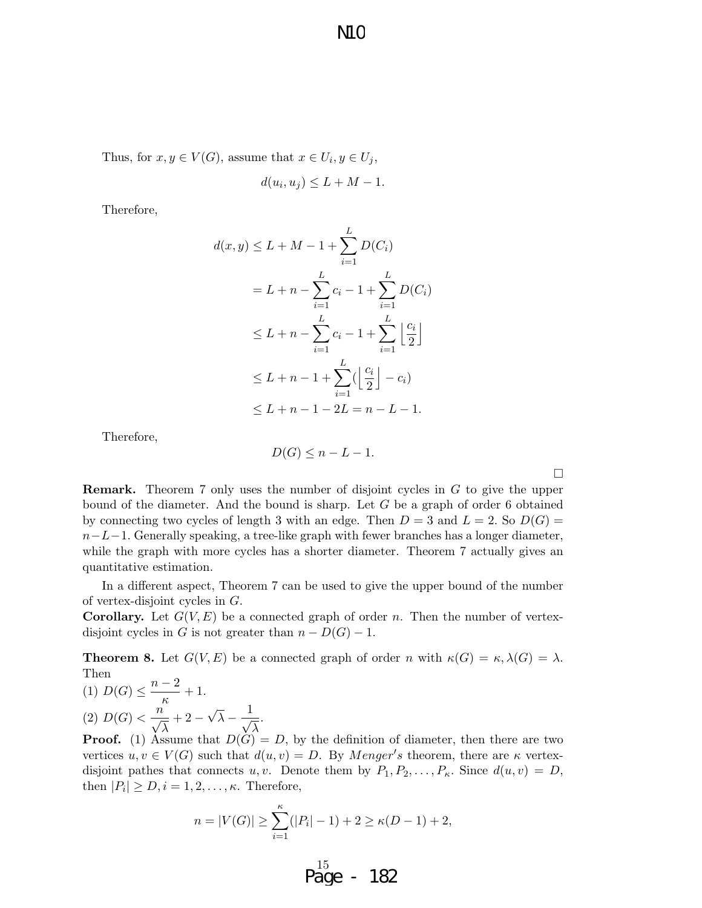Thus, for $x, y \in V(G)$, assume that $x \in U_i, y \in U_j$,

$$d(u_i, u_j) \leq L + M - 1.$$

Therefore,

$$\begin{aligned}
d(x,y) &\leq L + M - 1 + \sum_{i=1}^{L} D(C_i) \\
&= L + n - \sum_{i=1}^{L} c_i - 1 + \sum_{i=1}^{L} D(C_i) \\
&\leq L + n - \sum_{i=1}^{L} c_i - 1 + \sum_{i=1}^{L} \left\lfloor \frac{c_i}{2} \right\rfloor \\
&\leq L + n - 1 + \sum_{i=1}^{L} (\left\lfloor \frac{c_i}{2} \right\rfloor - c_i) \\
&\leq L + n - 1 - 2L = n - L - 1.
\end{aligned}$$

Therefore,

$$D(G) \leq n - L - 1.$$

□

**Remark.** Theorem 7 only uses the number of disjoint cycles in $G$ to give the upper bound of the diameter. And the bound is sharp. Let $G$ be a graph of order 6 obtained by connecting two cycles of length 3 with an edge. Then $D = 3$ and $L = 2$. So $D(G) = n - L - 1$. Generally speaking, a tree-like graph with fewer branches has a longer diameter, while the graph with more cycles has a shorter diameter. Theorem 7 actually gives an quantitative estimation.

In a different aspect, Theorem 7 can be used to give the upper bound of the number of vertex-disjoint cycles in $G$.

**Corollary.** Let $G(V, E)$ be a connected graph of order $n$. Then the number of vertex-disjoint cycles in $G$ is not greater than $n - D(G) - 1$.

**Theorem 8.** Let $G(V, E)$ be a connected graph of order $n$ with $\kappa(G) = \kappa, \lambda(G) = \lambda$. Then

(1) $D(G) \leq \dfrac{n-2}{\kappa} + 1$.

(2) $D(G) < \dfrac{n}{\sqrt{\lambda}} + 2 - \sqrt{\lambda} - \dfrac{1}{\sqrt{\lambda}}$.

**Proof.** (1) Assume that $D(G) = D$, by the definition of diameter, then there are two vertices $u, v \in V(G)$ such that $d(u, v) = D$. By *Menger's* theorem, there are $\kappa$ vertex-disjoint pathes that connects $u, v$. Denote them by $P_1, P_2, \ldots, P_\kappa$. Since $d(u, v) = D$, then $|P_i| \geq D, i = 1, 2, \ldots, \kappa$. Therefore,

$$n = |V(G)| \geq \sum_{i=1}^{\kappa} (|P_i| - 1) + 2 \geq \kappa(D - 1) + 2,$$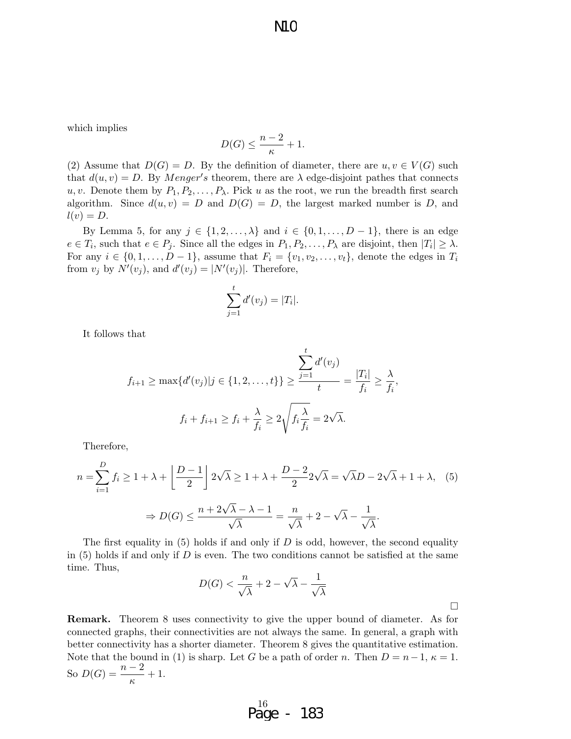which implies

$$D(G) \leq \frac{n-2}{\kappa} + 1.$$

(2) Assume that $D(G) = D$. By the definition of diameter, there are $u, v \in V(G)$ such that $d(u,v) = D$. By *Menger's* theorem, there are $\lambda$ edge-disjoint pathes that connects $u, v$. Denote them by $P_1, P_2, \ldots, P_\lambda$. Pick $u$ as the root, we run the breadth first search algorithm. Since $d(u,v) = D$ and $D(G) = D$, the largest marked number is $D$, and $l(v) = D$.

By Lemma 5, for any $j \in \{1, 2, \ldots, \lambda\}$ and $i \in \{0, 1, \ldots, D-1\}$, there is an edge $e \in T_i$, such that $e \in P_j$. Since all the edges in $P_1, P_2, \ldots, P_\lambda$ are disjoint, then $|T_i| \geq \lambda$. For any $i \in \{0, 1, \ldots, D-1\}$, assume that $F_i = \{v_1, v_2, \ldots, v_t\}$, denote the edges in $T_i$ from $v_j$ by $N'(v_j)$, and $d'(v_j) = |N'(v_j)|$. Therefore,

$$\sum_{j=1}^{t} d'(v_j) = |T_i|.$$

It follows that

$$f_{i+1} \geq \max\{d'(v_j) | j \in \{1, 2, \ldots, t\}\} \geq \frac{\sum_{j=1}^{t} d'(v_j)}{t} = \frac{|T_i|}{f_i} \geq \frac{\lambda}{f_i},$$

$$f_i + f_{i+1} \geq f_i + \frac{\lambda}{f_i} \geq 2\sqrt{f_i \frac{\lambda}{f_i}} = 2\sqrt{\lambda}.$$

Therefore,

$$n = \sum_{i=1}^{D} f_i \geq 1 + \lambda + \left\lfloor \frac{D-1}{2} \right\rfloor 2\sqrt{\lambda} \geq 1 + \lambda + \frac{D-2}{2} 2\sqrt{\lambda} = \sqrt{\lambda}D - 2\sqrt{\lambda} + 1 + \lambda, \quad (5)$$

$$\Rightarrow D(G) \leq \frac{n + 2\sqrt{\lambda} - \lambda - 1}{\sqrt{\lambda}} = \frac{n}{\sqrt{\lambda}} + 2 - \sqrt{\lambda} - \frac{1}{\sqrt{\lambda}}.$$

The first equality in (5) holds if and only if $D$ is odd, however, the second equality in (5) holds if and only if $D$ is even. The two conditions cannot be satisfied at the same time. Thus,

$$D(G) < \frac{n}{\sqrt{\lambda}} + 2 - \sqrt{\lambda} - \frac{1}{\sqrt{\lambda}}$$

□

**Remark.** Theorem 8 uses connectivity to give the upper bound of diameter. As for connected graphs, their connectivities are not always the same. In general, a graph with better connectivity has a shorter diameter. Theorem 8 gives the quantitative estimation. Note that the bound in (1) is sharp. Let $G$ be a path of order $n$. Then $D = n-1$, $\kappa = 1$. So $D(G) = \dfrac{n-2}{\kappa} + 1$.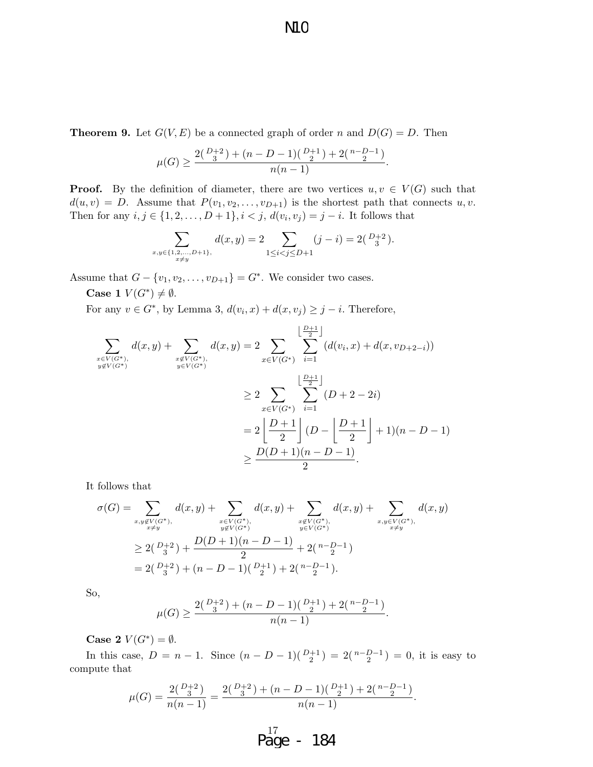**Theorem 9.** Let $G(V, E)$ be a connected graph of order $n$ and $D(G) = D$. Then

$$\mu(G) \geq \frac{2\binom{D+2}{3} + (n - D - 1)\binom{D+1}{2} + 2\binom{n-D-1}{2}}{n(n-1)}.$$

**Proof.** By the definition of diameter, there are two vertices $u, v \in V(G)$ such that $d(u, v) = D$. Assume that $P(v_1, v_2, \ldots, v_{D+1})$ is the shortest path that connects $u, v$. Then for any $i, j \in \{1, 2, \ldots, D+1\}, i < j$, $d(v_i, v_j) = j - i$. It follows that

$$\sum_{\substack{x,y \in \{1,2,\ldots,D+1\}, \\ x \neq y}} d(x, y) = 2 \sum_{1 \leq i < j \leq D+1} (j - i) = 2\binom{D+2}{3}.$$

Assume that $G - \{v_1, v_2, \ldots, v_{D+1}\} = G^*$. We consider two cases.

**Case 1** $V(G^*) \neq \emptyset$.

For any $v \in G^*$, by Lemma 3, $d(v_i, x) + d(x, v_j) \geq j - i$. Therefore,

$$\begin{aligned}
\sum_{\substack{x \in V(G^*), \\ y \notin V(G^*)}} d(x, y) + \sum_{\substack{x \notin V(G^*), \\ y \in V(G^*)}} d(x, y) &= 2 \sum_{x \in V(G^*)} \sum_{i=1}^{\lfloor \frac{D+1}{2} \rfloor} (d(v_i, x) + d(x, v_{D+2-i})) \\
&\geq 2 \sum_{x \in V(G^*)} \sum_{i=1}^{\lfloor \frac{D+1}{2} \rfloor} (D + 2 - 2i) \\
&= 2 \left\lfloor \frac{D+1}{2} \right\rfloor (D - \left\lfloor \frac{D+1}{2} \right\rfloor + 1)(n - D - 1) \\
&\geq \frac{D(D+1)(n-D-1)}{2}.
\end{aligned}$$

It follows that

$$\begin{aligned}
\sigma(G) &= \sum_{\substack{x,y \notin V(G^*), \\ x \neq y}} d(x, y) + \sum_{\substack{x \in V(G^*), \\ y \notin V(G^*)}} d(x, y) + \sum_{\substack{x \notin V(G^*), \\ y \in V(G^*)}} d(x, y) + \sum_{\substack{x,y \in V(G^*), \\ x \neq y}} d(x, y) \\
&\geq 2\binom{D+2}{3} + \frac{D(D+1)(n-D-1)}{2} + 2\binom{n-D-1}{2} \\
&= 2\binom{D+2}{3} + (n - D - 1)\binom{D+1}{2} + 2\binom{n-D-1}{2}.
\end{aligned}$$

So,

$$\mu(G) \geq \frac{2\binom{D+2}{3} + (n - D - 1)\binom{D+1}{2} + 2\binom{n-D-1}{2}}{n(n-1)}.$$

**Case 2** $V(G^*) = \emptyset$.

In this case, $D = n - 1$. Since $(n - D - 1)\binom{D+1}{2} = 2\binom{n-D-1}{2} = 0$, it is easy to compute that

$$\mu(G) = \frac{2\binom{D+2}{3}}{n(n-1)} = \frac{2\binom{D+2}{3} + (n - D - 1)\binom{D+1}{2} + 2\binom{n-D-1}{2}}{n(n-1)}.$$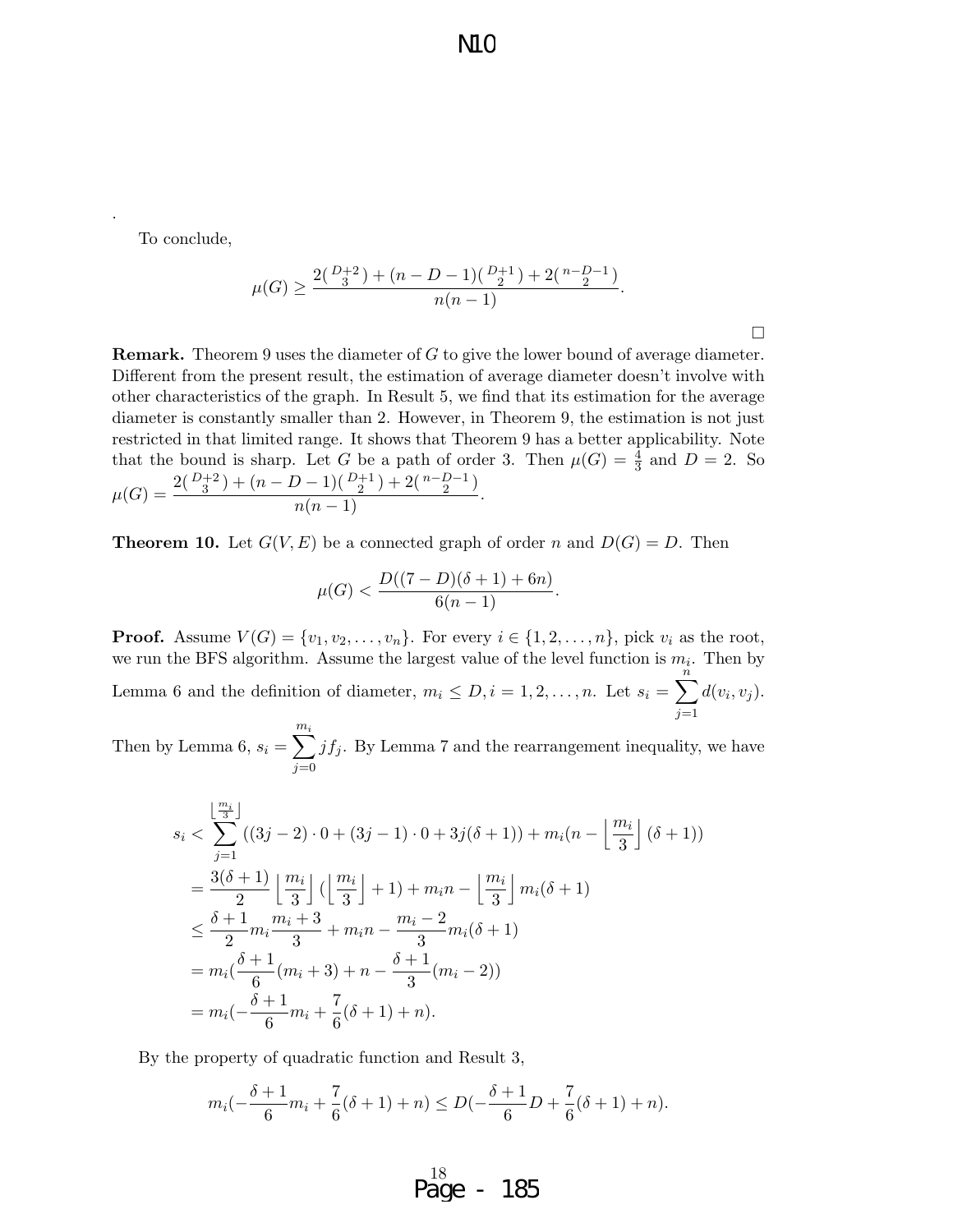To conclude,

$$\mu(G) \geq \frac{2\binom{D+2}{3} + (n-D-1)\binom{D+1}{2} + 2\binom{n-D-1}{2}}{n(n-1)}.$$

□

**Remark.** Theorem 9 uses the diameter of $G$ to give the lower bound of average diameter. Different from the present result, the estimation of average diameter doesn't involve with other characteristics of the graph. In Result 5, we find that its estimation for the average diameter is constantly smaller than 2. However, in Theorem 9, the estimation is not just restricted in that limited range. It shows that Theorem 9 has a better applicability. Note that the bound is sharp. Let $G$ be a path of order 3. Then $\mu(G) = \frac{4}{3}$ and $D = 2$. So $\mu(G) = \dfrac{2\binom{D+2}{3} + (n-D-1)\binom{D+1}{2} + 2\binom{n-D-1}{2}}{n(n-1)}$.

**Theorem 10.** Let $G(V, E)$ be a connected graph of order $n$ and $D(G) = D$. Then

$$\mu(G) < \frac{D((7-D)(\delta+1) + 6n)}{6(n-1)}.$$

**Proof.** Assume $V(G) = \{v_1, v_2, \ldots, v_n\}$. For every $i \in \{1, 2, \ldots, n\}$, pick $v_i$ as the root, we run the BFS algorithm. Assume the largest value of the level function is $m_i$. Then by Lemma 6 and the definition of diameter, $m_i \leq D, i = 1, 2, \ldots, n$. Let $s_i = \displaystyle\sum_{j=1}^{n} d(v_i, v_j)$. Then by Lemma 6, $s_i = \displaystyle\sum_{j=0}^{m_i} jf_j$. By Lemma 7 and the rearrangement inequality, we have

$$\begin{aligned}
s_i &< \sum_{j=1}^{\left\lfloor \frac{m_i}{3} \right\rfloor} ((3j-2)\cdot 0 + (3j-1)\cdot 0 + 3j(\delta+1)) + m_i(n - \left\lfloor \frac{m_i}{3} \right\rfloor (\delta+1)) \\
&= \frac{3(\delta+1)}{2} \left\lfloor \frac{m_i}{3} \right\rfloor (\left\lfloor \frac{m_i}{3} \right\rfloor + 1) + m_i n - \left\lfloor \frac{m_i}{3} \right\rfloor m_i(\delta+1) \\
&\leq \frac{\delta+1}{2} m_i \frac{m_i+3}{3} + m_i n - \frac{m_i-2}{3} m_i(\delta+1) \\
&= m_i(\frac{\delta+1}{6}(m_i+3) + n - \frac{\delta+1}{3}(m_i-2)) \\
&= m_i(-\frac{\delta+1}{6} m_i + \frac{7}{6}(\delta+1) + n).
\end{aligned}$$

By the property of quadratic function and Result 3,

$$m_i(-\frac{\delta+1}{6} m_i + \frac{7}{6}(\delta+1) + n) \leq D(-\frac{\delta+1}{6} D + \frac{7}{6}(\delta+1) + n).$$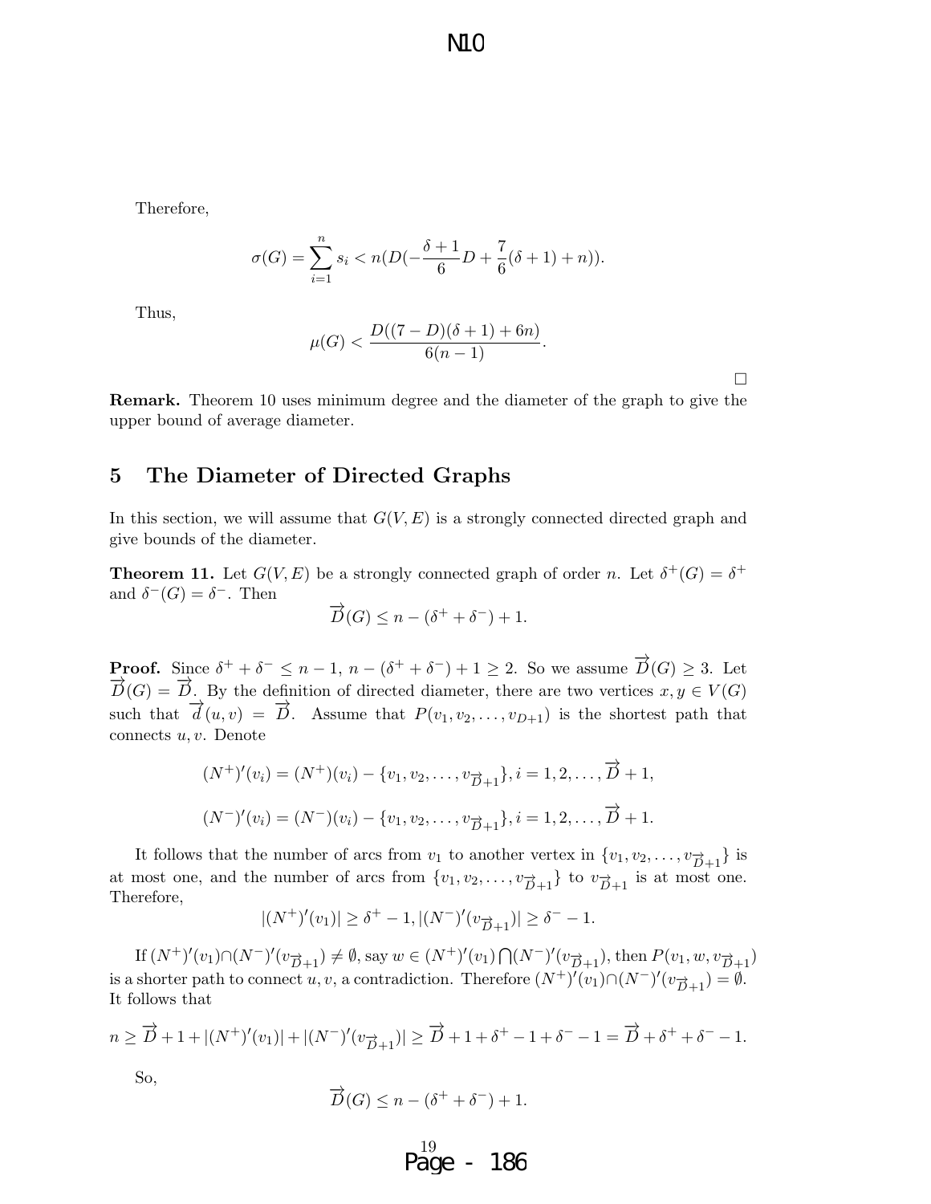Therefore,

$$\sigma(G) = \sum_{i=1}^{n} s_i < n(D(-\frac{\delta+1}{6}D + \frac{7}{6}(\delta+1) + n)).$$

Thus,

$$\mu(G) < \frac{D((7-D)(\delta+1)+6n)}{6(n-1)}.$$

□

**Remark.** Theorem 10 uses minimum degree and the diameter of the graph to give the upper bound of average diameter.

## 5 The Diameter of Directed Graphs

In this section, we will assume that $G(V,E)$ is a strongly connected directed graph and give bounds of the diameter.

**Theorem 11.** Let $G(V,E)$ be a strongly connected graph of order $n$. Let $\delta^+(G) = \delta^+$ and $\delta^-(G) = \delta^-$. Then

$$\overrightarrow{D}(G) \leq n - (\delta^+ + \delta^-) + 1.$$

**Proof.** Since $\delta^+ + \delta^- \leq n-1$, $n - (\delta^+ + \delta^-) + 1 \geq 2$. So we assume $\overrightarrow{D}(G) \geq 3$. Let $\overrightarrow{D}(G) = \overrightarrow{D}$. By the definition of directed diameter, there are two vertices $x, y \in V(G)$ such that $\overrightarrow{d}(u,v) = \overrightarrow{D}$. Assume that $P(v_1, v_2, \ldots, v_{D+1})$ is the shortest path that connects $u, v$. Denote

$$(N^+)'(v_i) = (N^+)(v_i) - \{v_1, v_2, \ldots, v_{\overrightarrow{D}+1}\}, i = 1, 2, \ldots, \overrightarrow{D}+1,$$

$$(N^-)'(v_i) = (N^-)(v_i) - \{v_1, v_2, \ldots, v_{\overrightarrow{D}+1}\}, i = 1, 2, \ldots, \overrightarrow{D}+1.$$

It follows that the number of arcs from $v_1$ to another vertex in $\{v_1, v_2, \ldots, v_{\overrightarrow{D}+1}\}$ is at most one, and the number of arcs from $\{v_1, v_2, \ldots, v_{\overrightarrow{D}+1}\}$ to $v_{\overrightarrow{D}+1}$ is at most one. Therefore,

$$|(N^+)'(v_1)| \geq \delta^+ - 1, |(N^-)'(v_{\overrightarrow{D}+1})| \geq \delta^- - 1.$$

If $(N^+)'(v_1) \cap (N^-)'(v_{\overrightarrow{D}+1}) \neq \emptyset$, say $w \in (N^+)'(v_1) \bigcap (N^-)'(v_{\overrightarrow{D}+1})$, then $P(v_1, w, v_{\overrightarrow{D}+1})$ is a shorter path to connect $u, v$, a contradiction. Therefore $(N^+)'(v_1) \cap (N^-)'(v_{\overrightarrow{D}+1}) = \emptyset$. It follows that

$$n \geq \overrightarrow{D} + 1 + |(N^+)'(v_1)| + |(N^-)'(v_{\overrightarrow{D}+1})| \geq \overrightarrow{D} + 1 + \delta^+ - 1 + \delta^- - 1 = \overrightarrow{D} + \delta^+ + \delta^- - 1.$$

So,

$$\overrightarrow{D}(G) \leq n - (\delta^+ + \delta^-) + 1.$$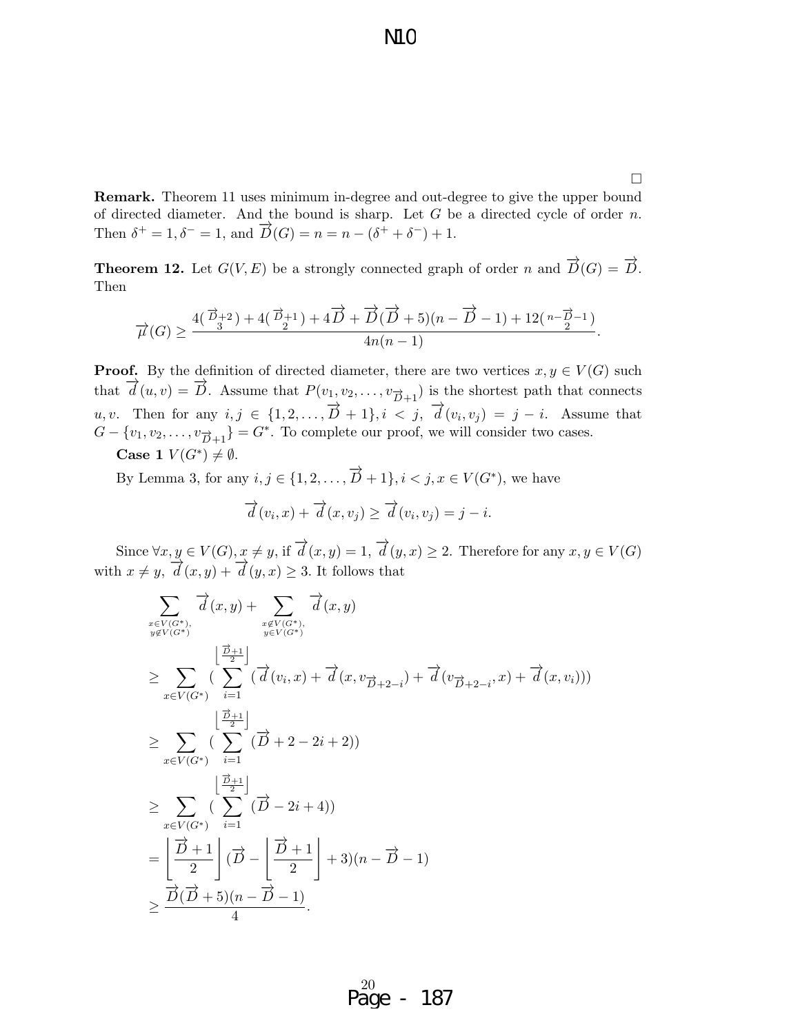□

**Remark.** Theorem 11 uses minimum in-degree and out-degree to give the upper bound of directed diameter. And the bound is sharp. Let $G$ be a directed cycle of order $n$. Then $\delta^+ = 1, \delta^- = 1$, and $\overrightarrow{D}(G) = n = n - (\delta^+ + \delta^-) + 1$.

**Theorem 12.** Let $G(V, E)$ be a strongly connected graph of order $n$ and $\overrightarrow{D}(G) = \overrightarrow{D}$. Then

$$\overrightarrow{\mu}(G) \geq \frac{4\binom{\overrightarrow{D}+2}{3} + 4\binom{\overrightarrow{D}+1}{2} + 4\overrightarrow{D} + \overrightarrow{D}(\overrightarrow{D}+5)(n - \overrightarrow{D} - 1) + 12\binom{n-\overrightarrow{D}-1}{2}}{4n(n-1)}.$$

**Proof.** By the definition of directed diameter, there are two vertices $x, y \in V(G)$ such that $\overrightarrow{d}(u, v) = \overrightarrow{D}$. Assume that $P(v_1, v_2, \ldots, v_{\overrightarrow{D}+1})$ is the shortest path that connects $u, v$. Then for any $i, j \in \{1, 2, \ldots, \overrightarrow{D}+1\}, i < j$, $\overrightarrow{d}(v_i, v_j) = j - i$. Assume that $G - \{v_1, v_2, \ldots, v_{\overrightarrow{D}+1}\} = G^*$. To complete our proof, we will consider two cases.

**Case 1** $V(G^*) \neq \emptyset$.

By Lemma 3, for any $i, j \in \{1, 2, \ldots, \overrightarrow{D}+1\}, i < j, x \in V(G^*)$, we have

$$\overrightarrow{d}(v_i, x) + \overrightarrow{d}(x, v_j) \geq \overrightarrow{d}(v_i, v_j) = j - i.$$

Since $\forall x, y \in V(G), x \neq y$, if $\overrightarrow{d}(x, y) = 1$, $\overrightarrow{d}(y, x) \geq 2$. Therefore for any $x, y \in V(G)$ with $x \neq y$, $\overrightarrow{d}(x, y) + \overrightarrow{d}(y, x) \geq 3$. It follows that

$$\begin{aligned}
&\sum_{\substack{x \in V(G^*),\\ y \notin V(G^*)}} \overrightarrow{d}(x, y) + \sum_{\substack{x \notin V(G^*),\\ y \in V(G^*)}} \overrightarrow{d}(x, y) \\
&\geq \sum_{x \in V(G^*)} \Big( \sum_{i=1}^{\left\lfloor \frac{\overrightarrow{D}+1}{2} \right\rfloor} (\overrightarrow{d}(v_i, x) + \overrightarrow{d}(x, v_{\overrightarrow{D}+2-i}) + \overrightarrow{d}(v_{\overrightarrow{D}+2-i}, x) + \overrightarrow{d}(x, v_i)) \Big) \\
&\geq \sum_{x \in V(G^*)} \Big( \sum_{i=1}^{\left\lfloor \frac{\overrightarrow{D}+1}{2} \right\rfloor} (\overrightarrow{D} + 2 - 2i + 2) \Big) \\
&\geq \sum_{x \in V(G^*)} \Big( \sum_{i=1}^{\left\lfloor \frac{\overrightarrow{D}+1}{2} \right\rfloor} (\overrightarrow{D} - 2i + 4) \Big) \\
&= \left\lfloor \frac{\overrightarrow{D}+1}{2} \right\rfloor (\overrightarrow{D} - \left\lfloor \frac{\overrightarrow{D}+1}{2} \right\rfloor + 3)(n - \overrightarrow{D} - 1) \\
&\geq \frac{\overrightarrow{D}(\overrightarrow{D}+5)(n - \overrightarrow{D} - 1)}{4}.
\end{aligned}$$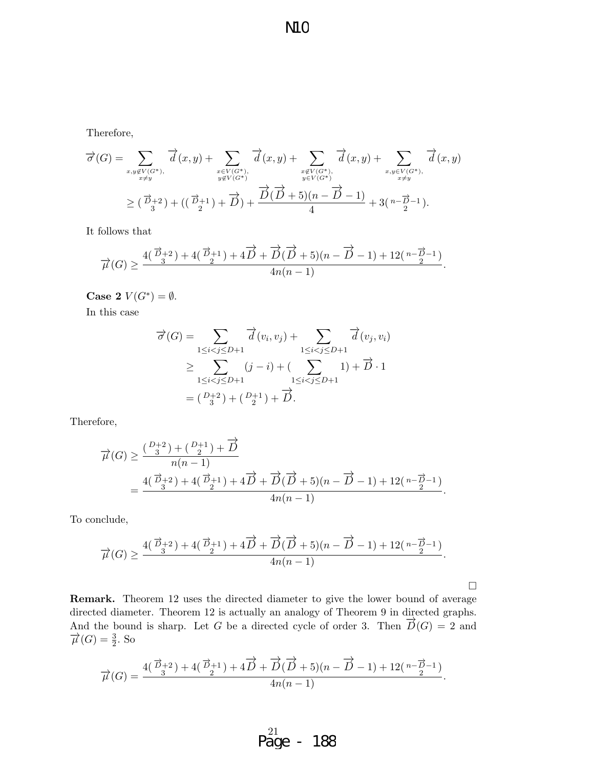Therefore,

$$
\begin{aligned}
\overrightarrow{\sigma}(G) &= \sum_{\substack{x,y \notin V(G^*),\\ x \neq y}} \overrightarrow{d}(x,y) + \sum_{\substack{x \in V(G^*),\\ y \notin V(G^*)}} \overrightarrow{d}(x,y) + \sum_{\substack{x \notin V(G^*),\\ y \in V(G^*)}} \overrightarrow{d}(x,y) + \sum_{\substack{x,y \in V(G^*),\\ x \neq y}} \overrightarrow{d}(x,y) \\
&\geq \binom{\overrightarrow{D}+2}{3} + \left(\binom{\overrightarrow{D}+1}{2} + \overrightarrow{D}\right) + \frac{\overrightarrow{D}(\overrightarrow{D}+5)(n-\overrightarrow{D}-1)}{4} + 3\binom{n-\overrightarrow{D}-1}{2}.
\end{aligned}
$$

It follows that

$$
\overrightarrow{\mu}(G) \geq \frac{4\binom{\overrightarrow{D}+2}{3} + 4\binom{\overrightarrow{D}+1}{2} + 4\overrightarrow{D} + \overrightarrow{D}(\overrightarrow{D}+5)(n-\overrightarrow{D}-1) + 12\binom{n-\overrightarrow{D}-1}{2}}{4n(n-1)}.
$$

**Case 2** $V(G^*) = \emptyset$.

In this case

$$
\begin{aligned}
\overrightarrow{\sigma}(G) &= \sum_{1 \leq i < j \leq D+1} \overrightarrow{d}(v_i, v_j) + \sum_{1 \leq i < j \leq D+1} \overrightarrow{d}(v_j, v_i) \\
&\geq \sum_{1 \leq i < j \leq D+1} (j-i) + \left(\sum_{1 \leq i < j \leq D+1} 1\right) + \overrightarrow{D} \cdot 1 \\
&= \binom{D+2}{3} + \binom{D+1}{2} + \overrightarrow{D}.
\end{aligned}
$$

Therefore,

$$
\begin{aligned}
\overrightarrow{\mu}(G) &\geq \frac{\binom{D+2}{3} + \binom{D+1}{2} + \overrightarrow{D}}{n(n-1)} \\
&= \frac{4\binom{\overrightarrow{D}+2}{3} + 4\binom{\overrightarrow{D}+1}{2} + 4\overrightarrow{D} + \overrightarrow{D}(\overrightarrow{D}+5)(n-\overrightarrow{D}-1) + 12\binom{n-\overrightarrow{D}-1}{2}}{4n(n-1)}.
\end{aligned}
$$

To conclude,

$$
\overrightarrow{\mu}(G) \geq \frac{4\binom{\overrightarrow{D}+2}{3} + 4\binom{\overrightarrow{D}+1}{2} + 4\overrightarrow{D} + \overrightarrow{D}(\overrightarrow{D}+5)(n-\overrightarrow{D}-1) + 12\binom{n-\overrightarrow{D}-1}{2}}{4n(n-1)}.
$$

□

**Remark.** Theorem 12 uses the directed diameter to give the lower bound of average directed diameter. Theorem 12 is actually an analogy of Theorem 9 in directed graphs. And the bound is sharp. Let $G$ be a directed cycle of order 3. Then $\overrightarrow{D}(G) = 2$ and $\overrightarrow{\mu}(G) = \frac{3}{2}$. So

$$
\overrightarrow{\mu}(G) = \frac{4\binom{\overrightarrow{D}+2}{3} + 4\binom{\overrightarrow{D}+1}{2} + 4\overrightarrow{D} + \overrightarrow{D}(\overrightarrow{D}+5)(n-\overrightarrow{D}-1) + 12\binom{n-\overrightarrow{D}-1}{2}}{4n(n-1)}.
$$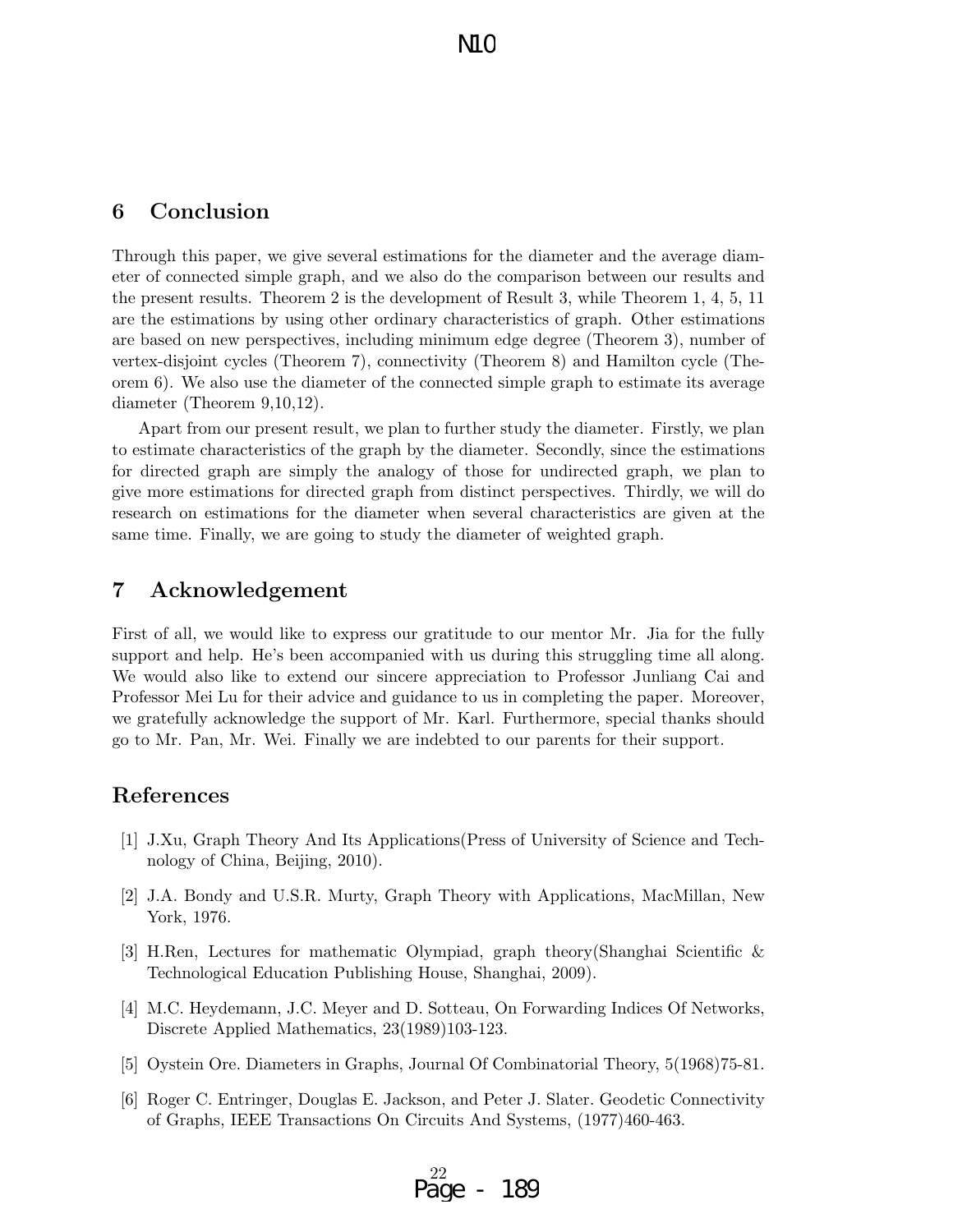## 6 Conclusion

Through this paper, we give several estimations for the diameter and the average diameter of connected simple graph, and we also do the comparison between our results and the present results. Theorem 2 is the development of Result 3, while Theorem 1, 4, 5, 11 are the estimations by using other ordinary characteristics of graph. Other estimations are based on new perspectives, including minimum edge degree (Theorem 3), number of vertex-disjoint cycles (Theorem 7), connectivity (Theorem 8) and Hamilton cycle (Theorem 6). We also use the diameter of the connected simple graph to estimate its average diameter (Theorem 9,10,12).

Apart from our present result, we plan to further study the diameter. Firstly, we plan to estimate characteristics of the graph by the diameter. Secondly, since the estimations for directed graph are simply the analogy of those for undirected graph, we plan to give more estimations for directed graph from distinct perspectives. Thirdly, we will do research on estimations for the diameter when several characteristics are given at the same time. Finally, we are going to study the diameter of weighted graph.

## 7 Acknowledgement

First of all, we would like to express our gratitude to our mentor Mr. Jia for the fully support and help. He's been accompanied with us during this struggling time all along. We would also like to extend our sincere appreciation to Professor Junliang Cai and Professor Mei Lu for their advice and guidance to us in completing the paper. Moreover, we gratefully acknowledge the support of Mr. Karl. Furthermore, special thanks should go to Mr. Pan, Mr. Wei. Finally we are indebted to our parents for their support.

## References

[1] J.Xu, Graph Theory And Its Applications(Press of University of Science and Technology of China, Beijing, 2010).

[2] J.A. Bondy and U.S.R. Murty, Graph Theory with Applications, MacMillan, New York, 1976.

[3] H.Ren, Lectures for mathematic Olympiad, graph theory(Shanghai Scientific & Technological Education Publishing House, Shanghai, 2009).

[4] M.C. Heydemann, J.C. Meyer and D. Sotteau, On Forwarding Indices Of Networks, Discrete Applied Mathematics, 23(1989)103-123.

[5] Oystein Ore. Diameters in Graphs, Journal Of Combinatorial Theory, 5(1968)75-81.

[6] Roger C. Entringer, Douglas E. Jackson, and Peter J. Slater. Geodetic Connectivity of Graphs, IEEE Transactions On Circuits And Systems, (1977)460-463.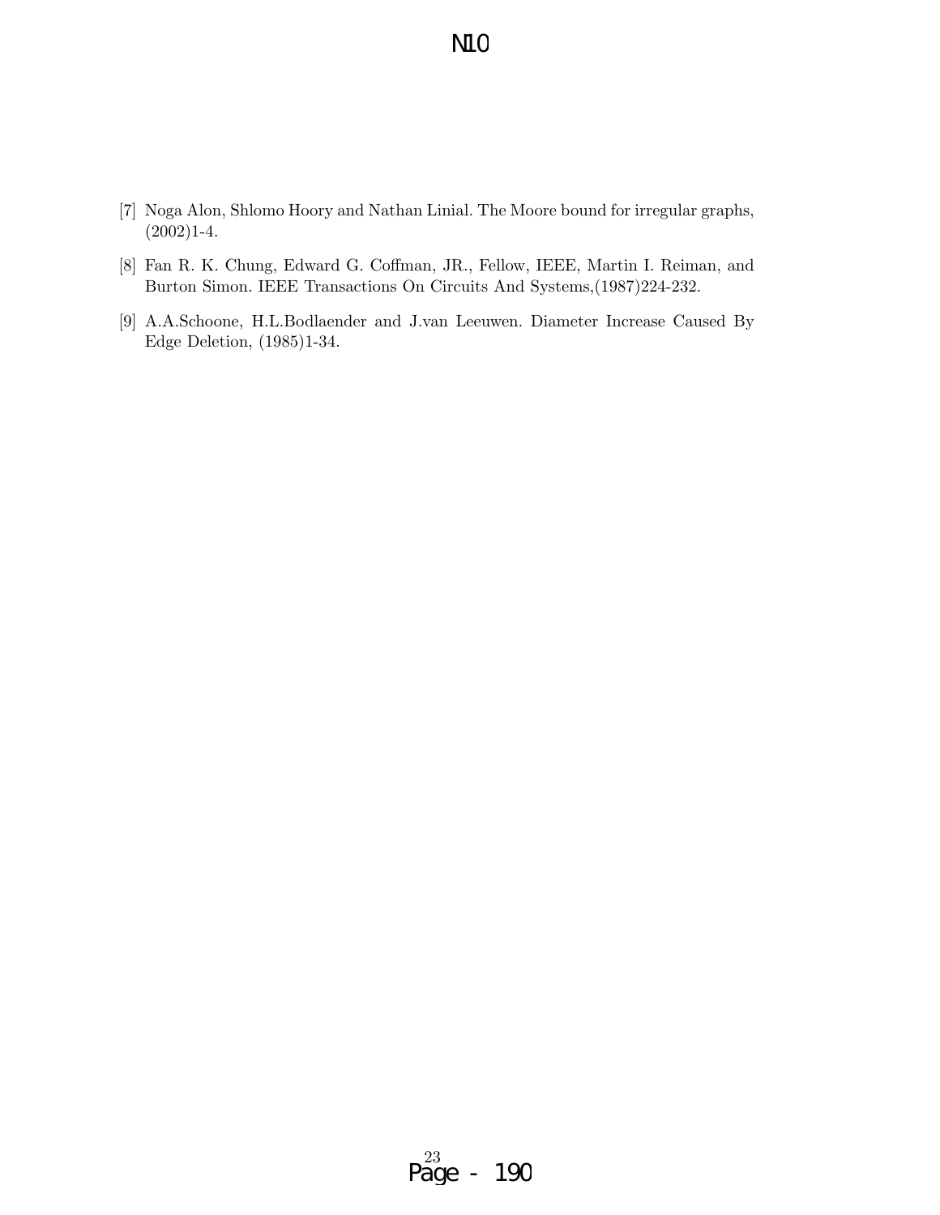[7] Noga Alon, Shlomo Hoory and Nathan Linial. The Moore bound for irregular graphs, (2002)1-4.

[8] Fan R. K. Chung, Edward G. Coffman, JR., Fellow, IEEE, Martin I. Reiman, and Burton Simon. IEEE Transactions On Circuits And Systems,(1987)224-232.

[9] A.A.Schoone, H.L.Bodlaender and J.van Leeuwen. Diameter Increase Caused By Edge Deletion, (1985)1-34.